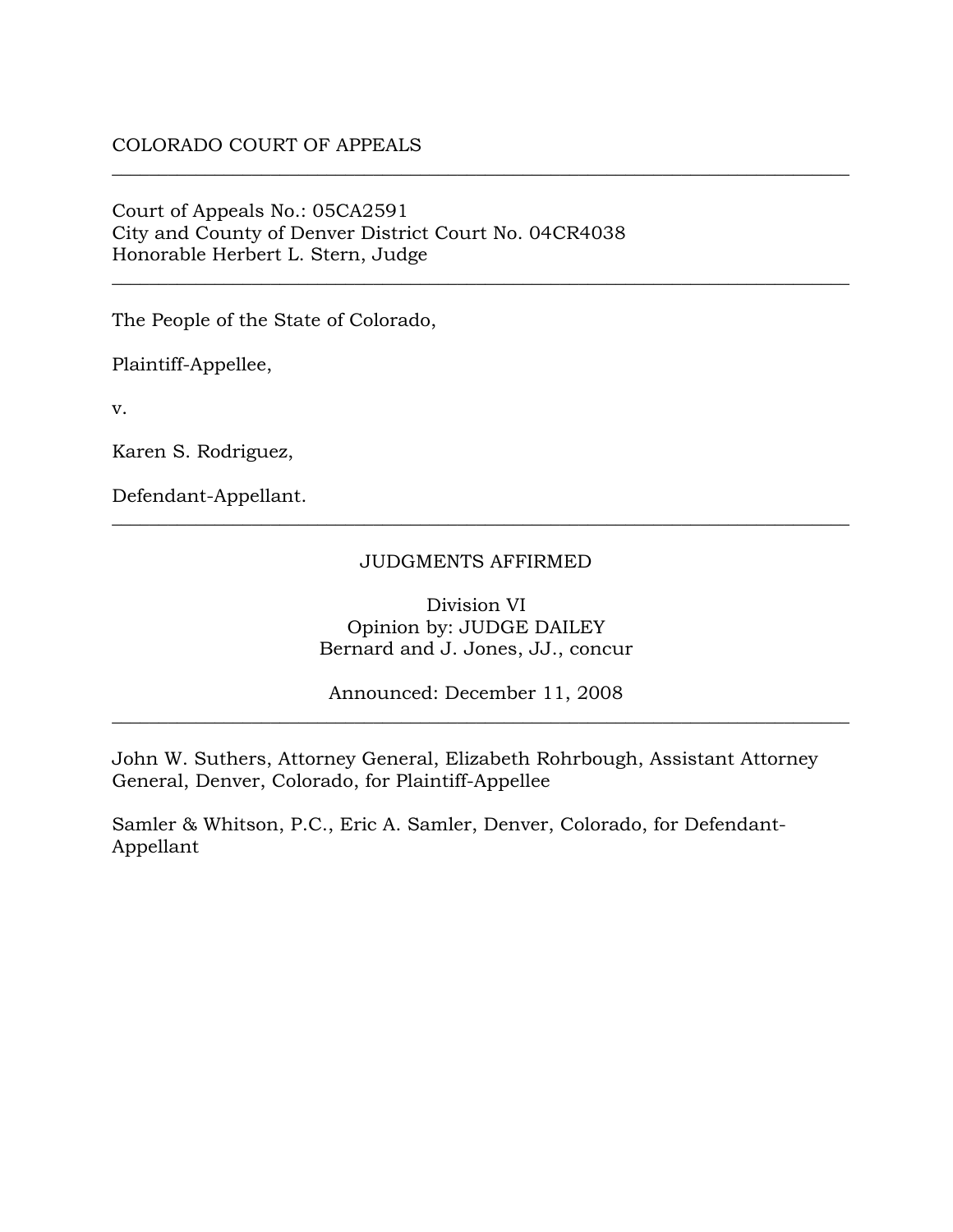COLORADO COURT OF APPEALS

---

Court of Appeals No.: 05CA2591
City and County of Denver District Court No. 04CR4038
Honorable Herbert L. Stern, Judge

---

The People of the State of Colorado,

Plaintiff-Appellee,

v.

Karen S. Rodriguez,

Defendant-Appellant.

---

JUDGMENTS AFFIRMED

Division VI
Opinion by: JUDGE DAILEY
Bernard and J. Jones, JJ., concur

Announced: December 11, 2008

---

John W. Suthers, Attorney General, Elizabeth Rohrbough, Assistant Attorney General, Denver, Colorado, for Plaintiff-Appellee

Samler & Whitson, P.C., Eric A. Samler, Denver, Colorado, for Defendant-Appellant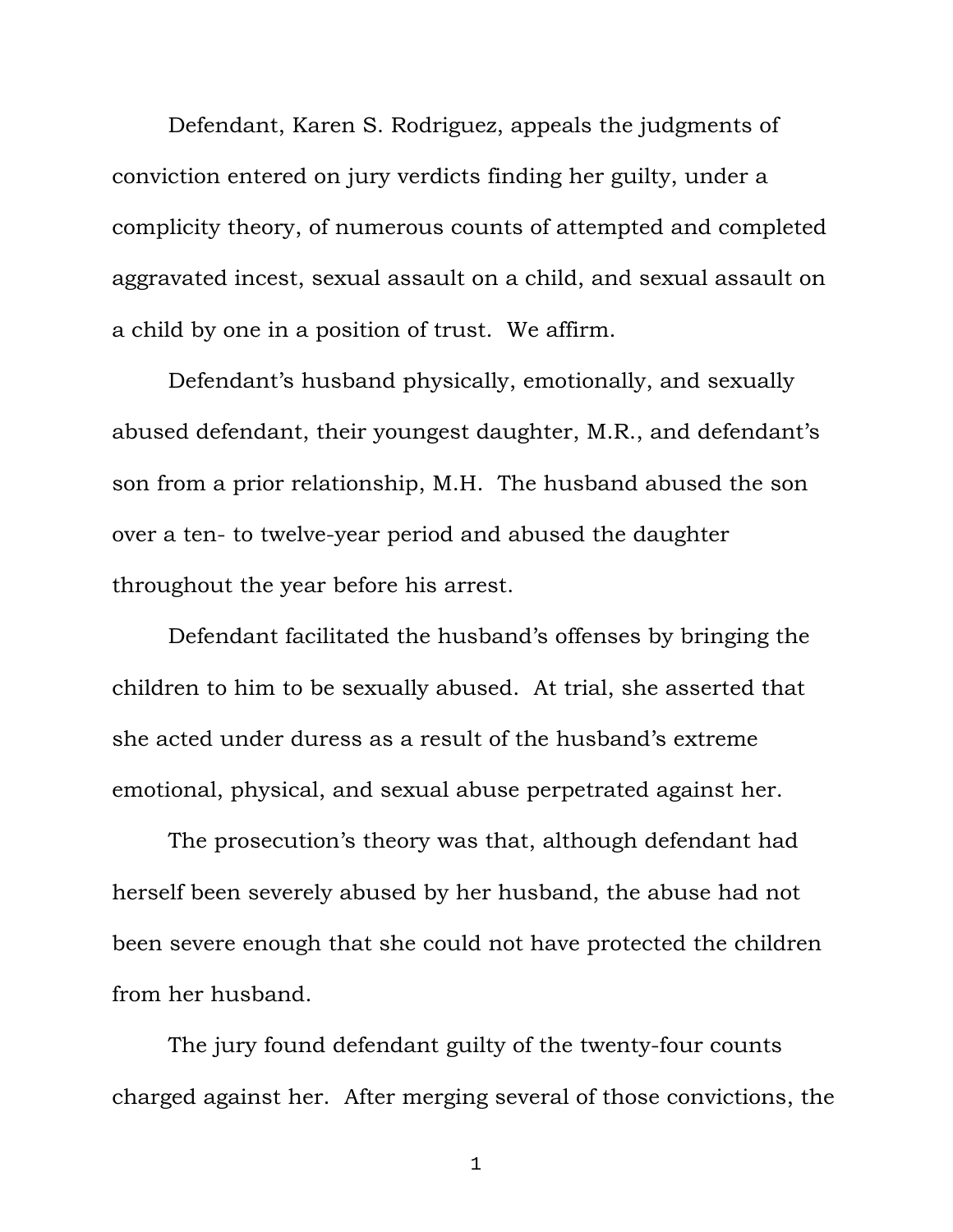Defendant, Karen S. Rodriguez, appeals the judgments of conviction entered on jury verdicts finding her guilty, under a complicity theory, of numerous counts of attempted and completed aggravated incest, sexual assault on a child, and sexual assault on a child by one in a position of trust. We affirm.

Defendant's husband physically, emotionally, and sexually abused defendant, their youngest daughter, M.R., and defendant's son from a prior relationship, M.H. The husband abused the son over a ten- to twelve-year period and abused the daughter throughout the year before his arrest.

Defendant facilitated the husband's offenses by bringing the children to him to be sexually abused. At trial, she asserted that she acted under duress as a result of the husband's extreme emotional, physical, and sexual abuse perpetrated against her.

The prosecution's theory was that, although defendant had herself been severely abused by her husband, the abuse had not been severe enough that she could not have protected the children from her husband.

The jury found defendant guilty of the twenty-four counts charged against her. After merging several of those convictions, the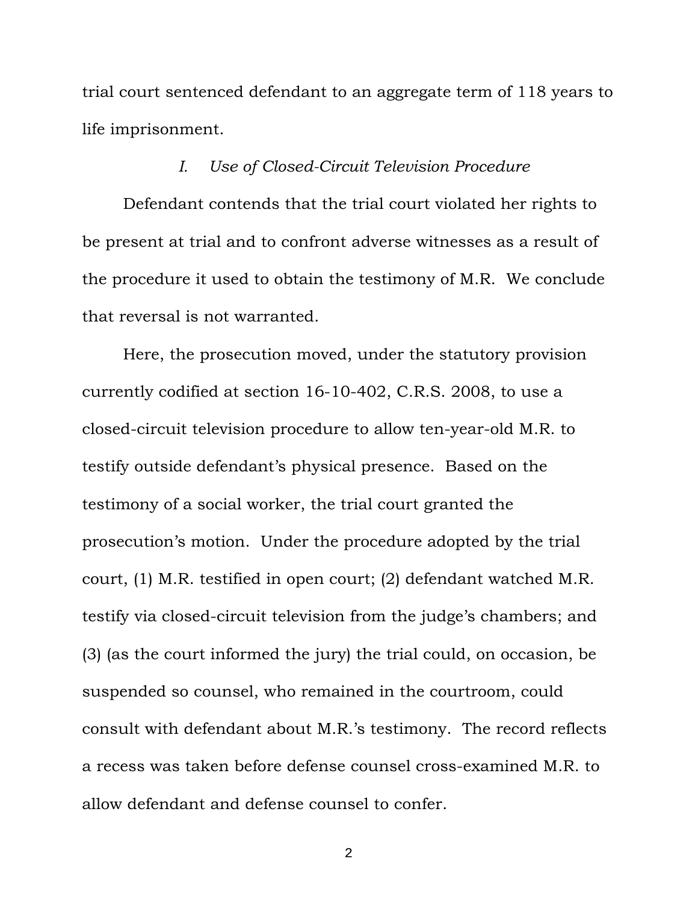trial court sentenced defendant to an aggregate term of 118 years to life imprisonment.

## *I. Use of Closed-Circuit Television Procedure*

Defendant contends that the trial court violated her rights to be present at trial and to confront adverse witnesses as a result of the procedure it used to obtain the testimony of M.R. We conclude that reversal is not warranted.

Here, the prosecution moved, under the statutory provision currently codified at section 16-10-402, C.R.S. 2008, to use a closed-circuit television procedure to allow ten-year-old M.R. to testify outside defendant's physical presence. Based on the testimony of a social worker, the trial court granted the prosecution's motion. Under the procedure adopted by the trial court, (1) M.R. testified in open court; (2) defendant watched M.R. testify via closed-circuit television from the judge's chambers; and (3) (as the court informed the jury) the trial could, on occasion, be suspended so counsel, who remained in the courtroom, could consult with defendant about M.R.'s testimony. The record reflects a recess was taken before defense counsel cross-examined M.R. to allow defendant and defense counsel to confer.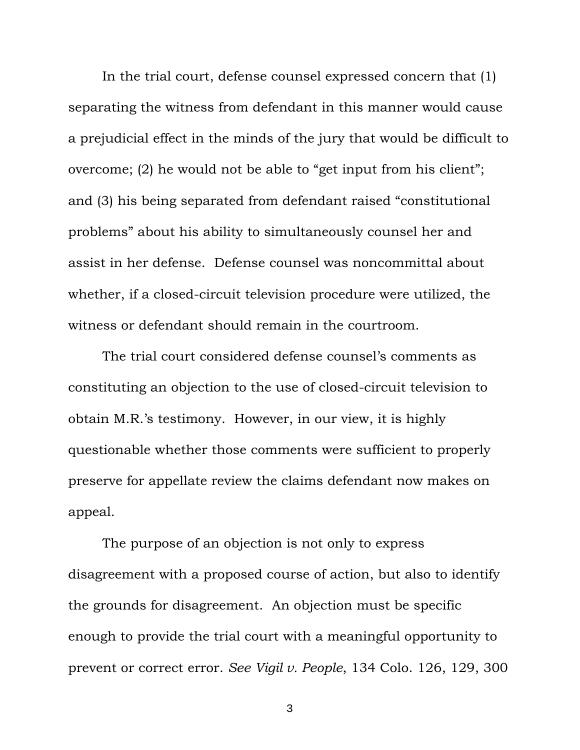In the trial court, defense counsel expressed concern that (1) separating the witness from defendant in this manner would cause a prejudicial effect in the minds of the jury that would be difficult to overcome; (2) he would not be able to "get input from his client"; and (3) his being separated from defendant raised "constitutional problems" about his ability to simultaneously counsel her and assist in her defense. Defense counsel was noncommittal about whether, if a closed-circuit television procedure were utilized, the witness or defendant should remain in the courtroom.

The trial court considered defense counsel's comments as constituting an objection to the use of closed-circuit television to obtain M.R.'s testimony. However, in our view, it is highly questionable whether those comments were sufficient to properly preserve for appellate review the claims defendant now makes on appeal.

The purpose of an objection is not only to express disagreement with a proposed course of action, but also to identify the grounds for disagreement. An objection must be specific enough to provide the trial court with a meaningful opportunity to prevent or correct error. *See Vigil v. People*, 134 Colo. 126, 129, 300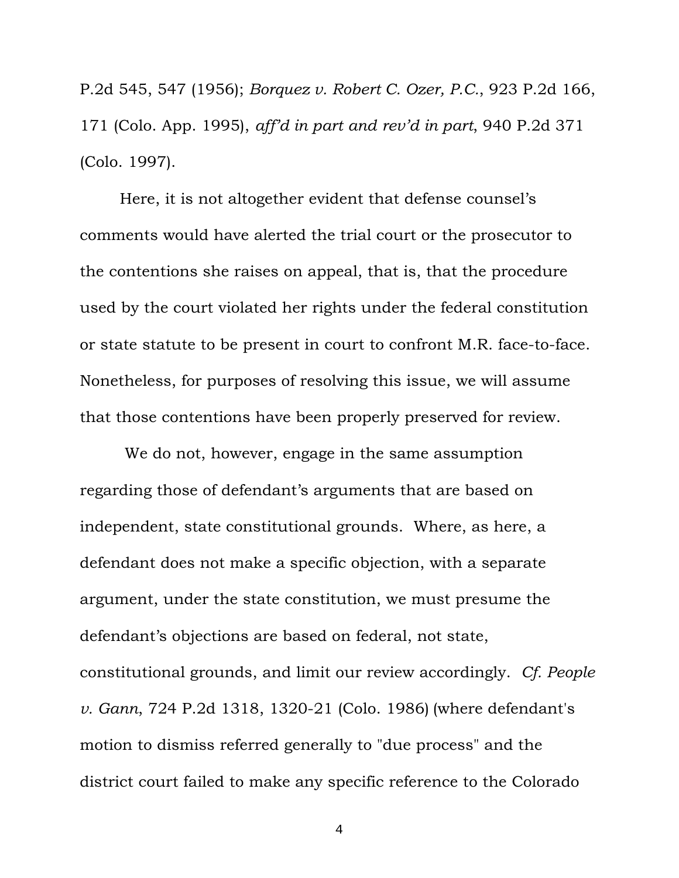P.2d 545, 547 (1956); *Borquez v. Robert C. Ozer, P.C.*, 923 P.2d 166, 171 (Colo. App. 1995), *aff'd in part and rev'd in part*, 940 P.2d 371 (Colo. 1997).

Here, it is not altogether evident that defense counsel's comments would have alerted the trial court or the prosecutor to the contentions she raises on appeal, that is, that the procedure used by the court violated her rights under the federal constitution or state statute to be present in court to confront M.R. face-to-face. Nonetheless, for purposes of resolving this issue, we will assume that those contentions have been properly preserved for review.

We do not, however, engage in the same assumption regarding those of defendant's arguments that are based on independent, state constitutional grounds. Where, as here, a defendant does not make a specific objection, with a separate argument, under the state constitution, we must presume the defendant's objections are based on federal, not state, constitutional grounds, and limit our review accordingly. *Cf. People v. Gann*, 724 P.2d 1318, 1320-21 (Colo. 1986) (where defendant's motion to dismiss referred generally to "due process" and the district court failed to make any specific reference to the Colorado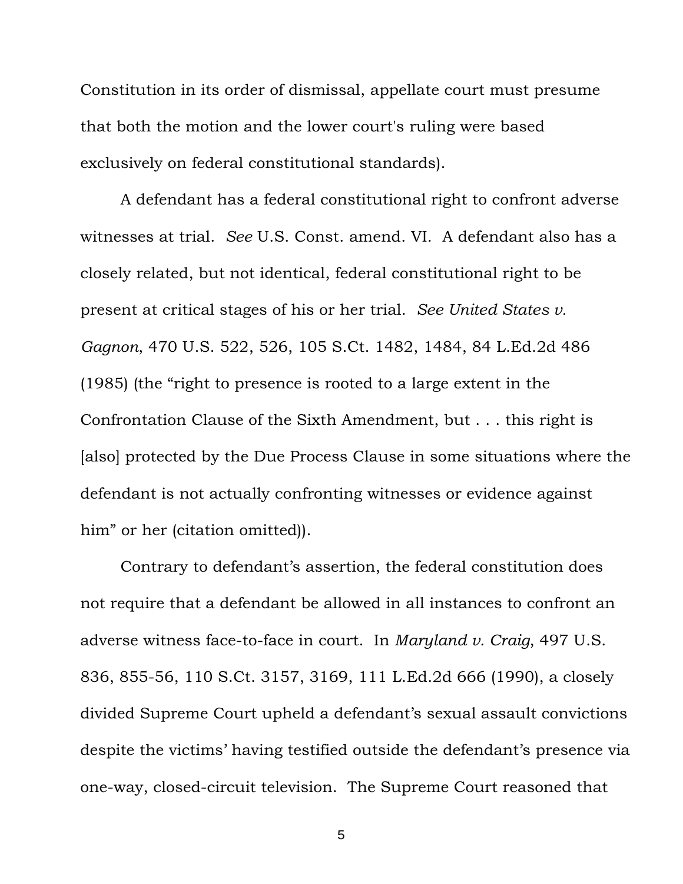Constitution in its order of dismissal, appellate court must presume that both the motion and the lower court's ruling were based exclusively on federal constitutional standards).

A defendant has a federal constitutional right to confront adverse witnesses at trial. *See* U.S. Const. amend. VI. A defendant also has a closely related, but not identical, federal constitutional right to be present at critical stages of his or her trial. *See United States v. Gagnon*, 470 U.S. 522, 526, 105 S.Ct. 1482, 1484, 84 L.Ed.2d 486 (1985) (the "right to presence is rooted to a large extent in the Confrontation Clause of the Sixth Amendment, but . . . this right is [also] protected by the Due Process Clause in some situations where the defendant is not actually confronting witnesses or evidence against him" or her (citation omitted)).

Contrary to defendant's assertion, the federal constitution does not require that a defendant be allowed in all instances to confront an adverse witness face-to-face in court. In *Maryland v. Craig*, 497 U.S. 836, 855-56, 110 S.Ct. 3157, 3169, 111 L.Ed.2d 666 (1990), a closely divided Supreme Court upheld a defendant's sexual assault convictions despite the victims' having testified outside the defendant's presence via one-way, closed-circuit television. The Supreme Court reasoned that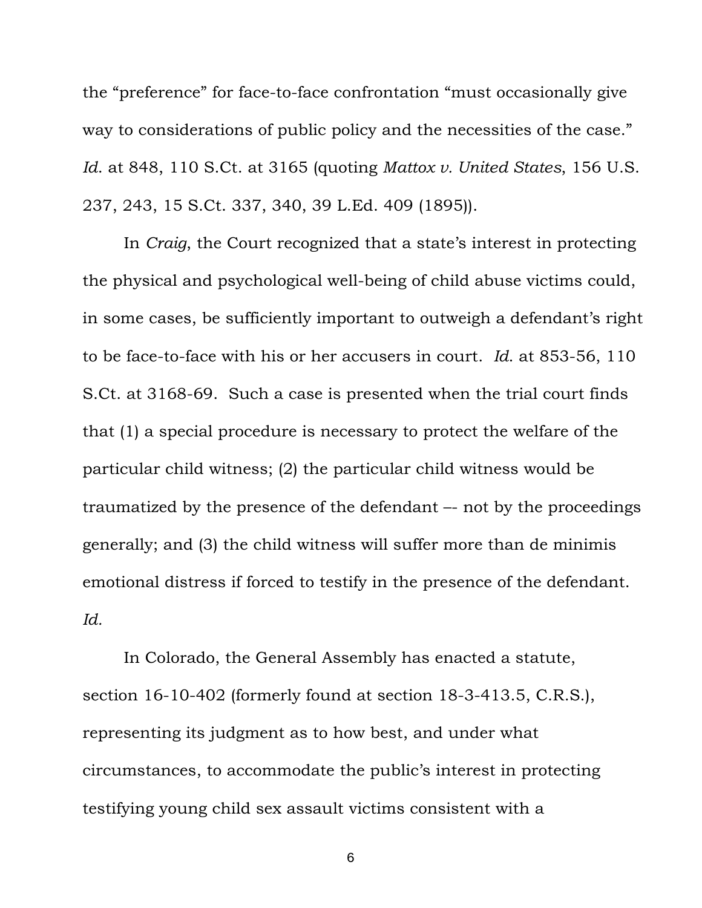the "preference" for face-to-face confrontation "must occasionally give way to considerations of public policy and the necessities of the case." *Id*. at 848, 110 S.Ct. at 3165 (quoting *Mattox v. United States*, 156 U.S. 237, 243, 15 S.Ct. 337, 340, 39 L.Ed. 409 (1895)).

In *Craig*, the Court recognized that a state's interest in protecting the physical and psychological well-being of child abuse victims could, in some cases, be sufficiently important to outweigh a defendant's right to be face-to-face with his or her accusers in court. *Id*. at 853-56, 110 S.Ct. at 3168-69. Such a case is presented when the trial court finds that (1) a special procedure is necessary to protect the welfare of the particular child witness; (2) the particular child witness would be traumatized by the presence of the defendant –- not by the proceedings generally; and (3) the child witness will suffer more than de minimis emotional distress if forced to testify in the presence of the defendant. *Id.*

In Colorado, the General Assembly has enacted a statute, section 16-10-402 (formerly found at section 18-3-413.5, C.R.S.), representing its judgment as to how best, and under what circumstances, to accommodate the public's interest in protecting testifying young child sex assault victims consistent with a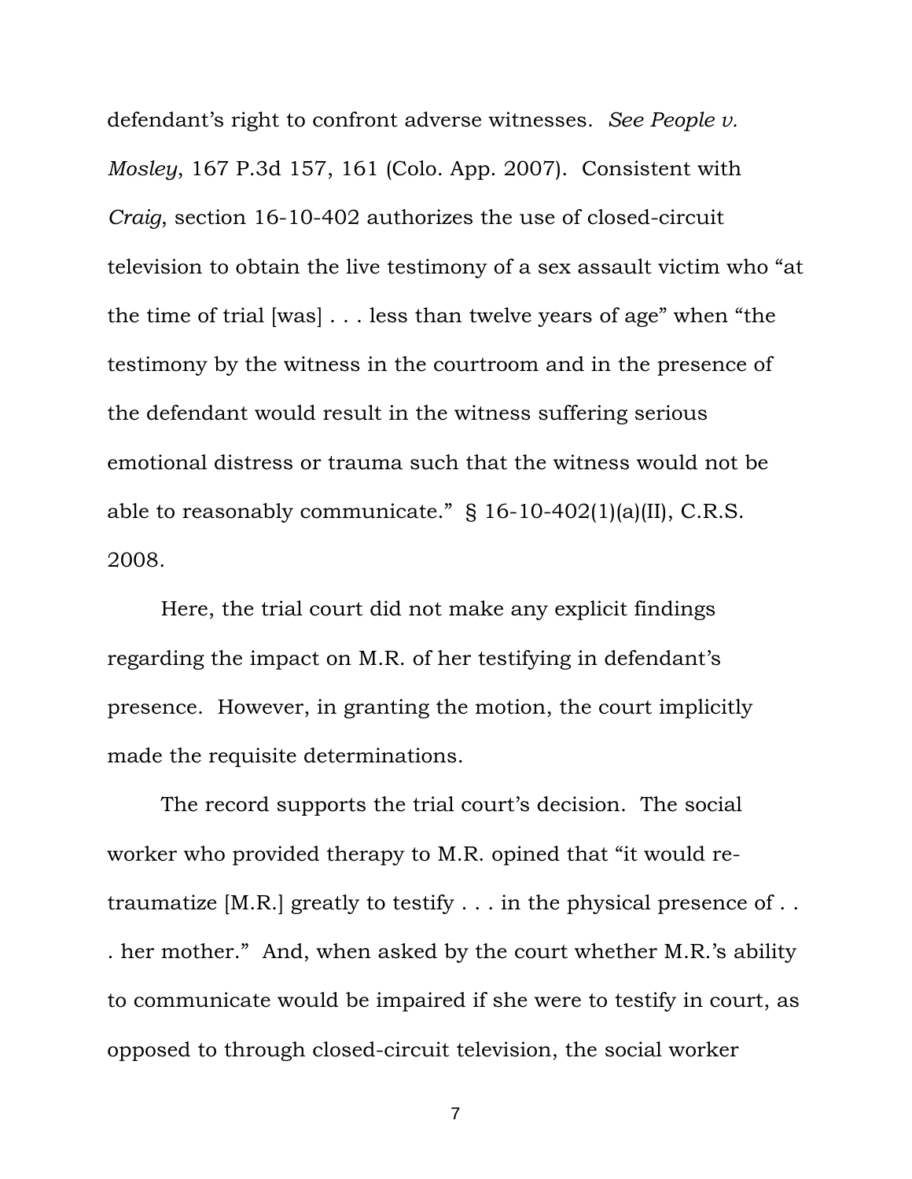defendant's right to confront adverse witnesses. *See People v. Mosley*, 167 P.3d 157, 161 (Colo. App. 2007). Consistent with *Craig*, section 16-10-402 authorizes the use of closed-circuit television to obtain the live testimony of a sex assault victim who "at the time of trial [was] . . . less than twelve years of age" when "the testimony by the witness in the courtroom and in the presence of the defendant would result in the witness suffering serious emotional distress or trauma such that the witness would not be able to reasonably communicate." § 16-10-402(1)(a)(II), C.R.S. 2008.

Here, the trial court did not make any explicit findings regarding the impact on M.R. of her testifying in defendant's presence. However, in granting the motion, the court implicitly made the requisite determinations.

The record supports the trial court's decision. The social worker who provided therapy to M.R. opined that "it would re-traumatize [M.R.] greatly to testify . . . in the physical presence of . . . her mother." And, when asked by the court whether M.R.'s ability to communicate would be impaired if she were to testify in court, as opposed to through closed-circuit television, the social worker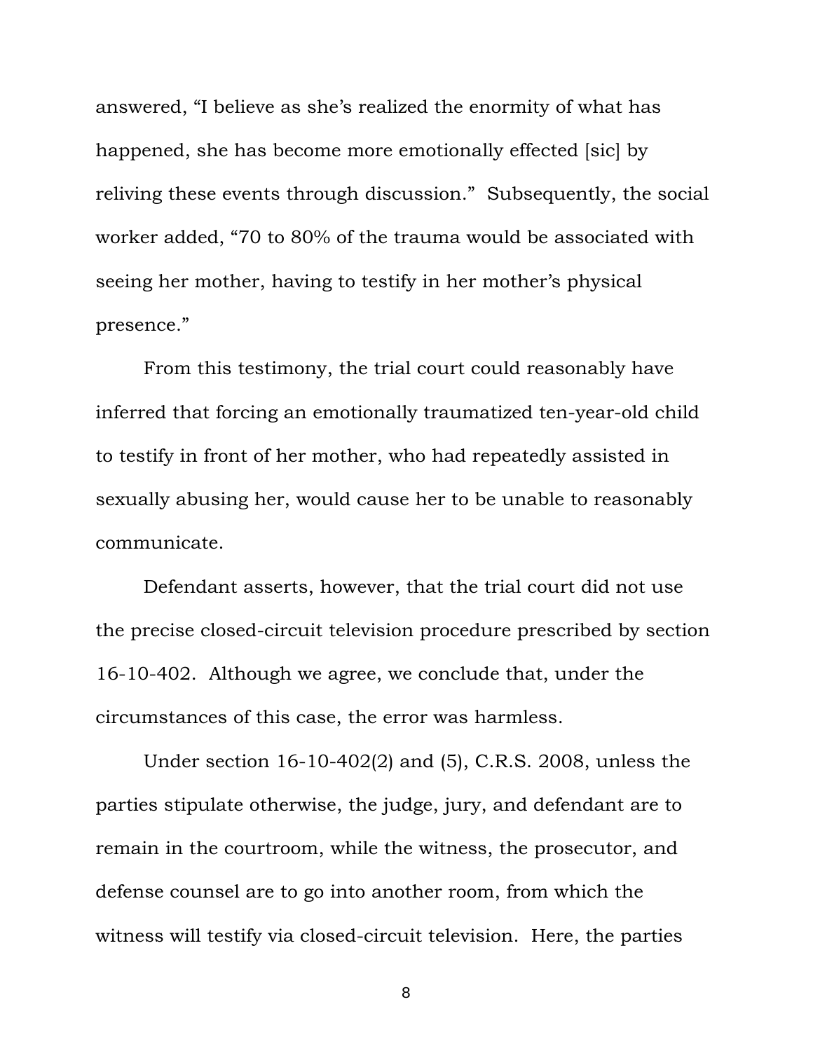answered, "I believe as she's realized the enormity of what has happened, she has become more emotionally effected [sic] by reliving these events through discussion." Subsequently, the social worker added, "70 to 80% of the trauma would be associated with seeing her mother, having to testify in her mother's physical presence."

From this testimony, the trial court could reasonably have inferred that forcing an emotionally traumatized ten-year-old child to testify in front of her mother, who had repeatedly assisted in sexually abusing her, would cause her to be unable to reasonably communicate.

Defendant asserts, however, that the trial court did not use the precise closed-circuit television procedure prescribed by section 16-10-402. Although we agree, we conclude that, under the circumstances of this case, the error was harmless.

Under section 16-10-402(2) and (5), C.R.S. 2008, unless the parties stipulate otherwise, the judge, jury, and defendant are to remain in the courtroom, while the witness, the prosecutor, and defense counsel are to go into another room, from which the witness will testify via closed-circuit television. Here, the parties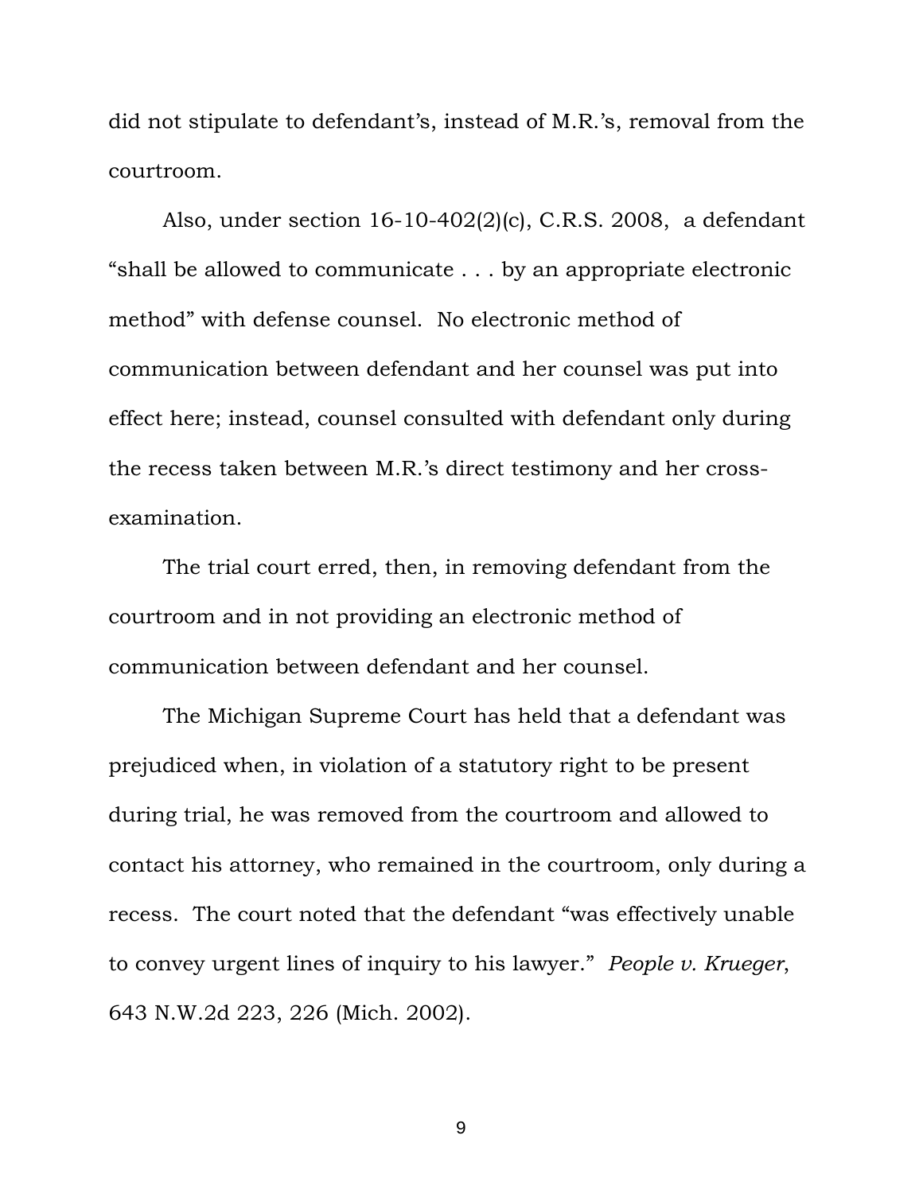did not stipulate to defendant's, instead of M.R.'s, removal from the courtroom.

Also, under section 16-10-402(2)(c), C.R.S. 2008, a defendant "shall be allowed to communicate . . . by an appropriate electronic method" with defense counsel. No electronic method of communication between defendant and her counsel was put into effect here; instead, counsel consulted with defendant only during the recess taken between M.R.'s direct testimony and her cross-examination.

The trial court erred, then, in removing defendant from the courtroom and in not providing an electronic method of communication between defendant and her counsel.

The Michigan Supreme Court has held that a defendant was prejudiced when, in violation of a statutory right to be present during trial, he was removed from the courtroom and allowed to contact his attorney, who remained in the courtroom, only during a recess. The court noted that the defendant "was effectively unable to convey urgent lines of inquiry to his lawyer." *People v. Krueger*, 643 N.W.2d 223, 226 (Mich. 2002).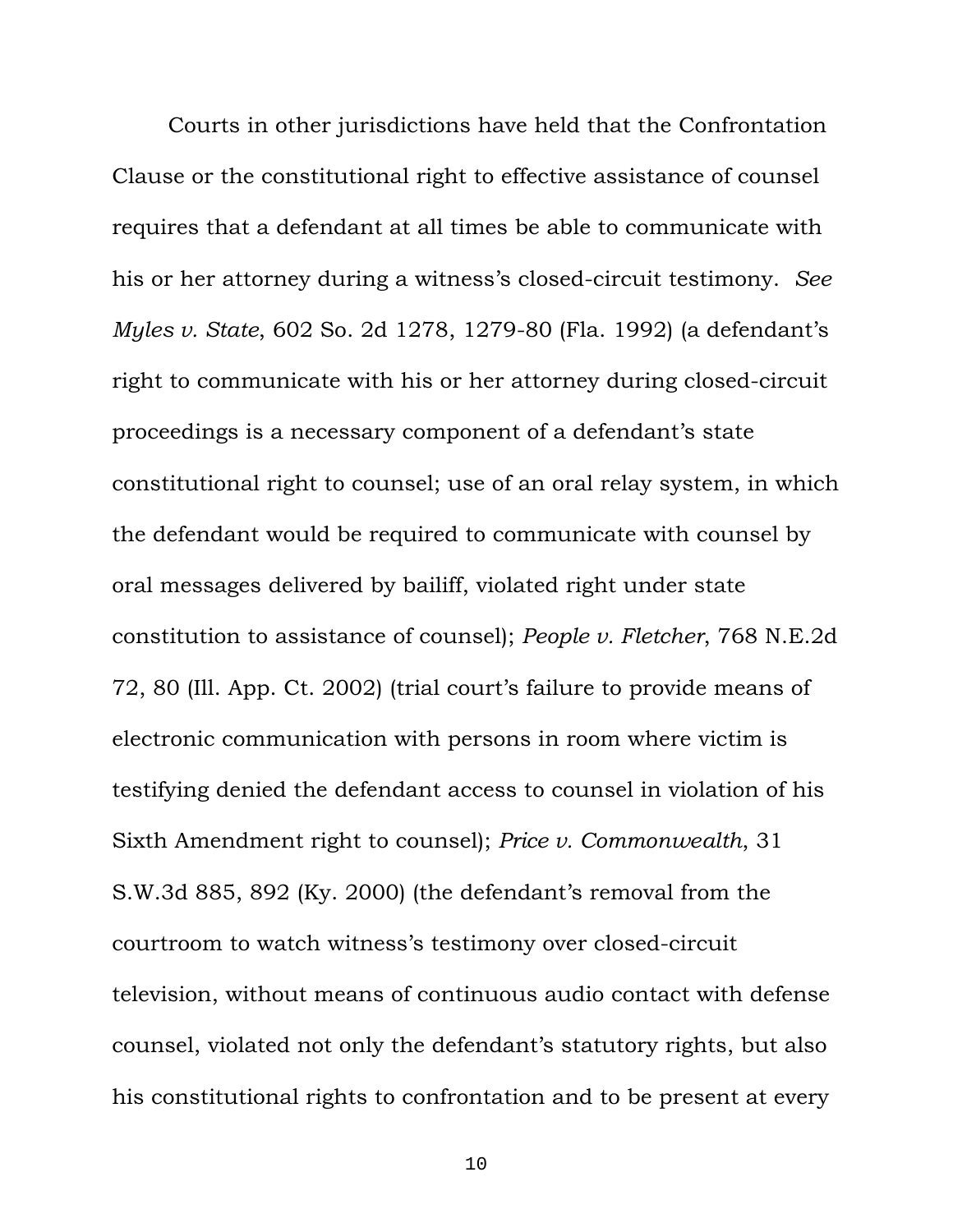Courts in other jurisdictions have held that the Confrontation Clause or the constitutional right to effective assistance of counsel requires that a defendant at all times be able to communicate with his or her attorney during a witness's closed-circuit testimony. *See Myles v. State*, 602 So. 2d 1278, 1279-80 (Fla. 1992) (a defendant's right to communicate with his or her attorney during closed-circuit proceedings is a necessary component of a defendant's state constitutional right to counsel; use of an oral relay system, in which the defendant would be required to communicate with counsel by oral messages delivered by bailiff, violated right under state constitution to assistance of counsel); *People v. Fletcher*, 768 N.E.2d 72, 80 (Ill. App. Ct. 2002) (trial court's failure to provide means of electronic communication with persons in room where victim is testifying denied the defendant access to counsel in violation of his Sixth Amendment right to counsel); *Price v. Commonwealth*, 31 S.W.3d 885, 892 (Ky. 2000) (the defendant's removal from the courtroom to watch witness's testimony over closed-circuit television, without means of continuous audio contact with defense counsel, violated not only the defendant's statutory rights, but also his constitutional rights to confrontation and to be present at every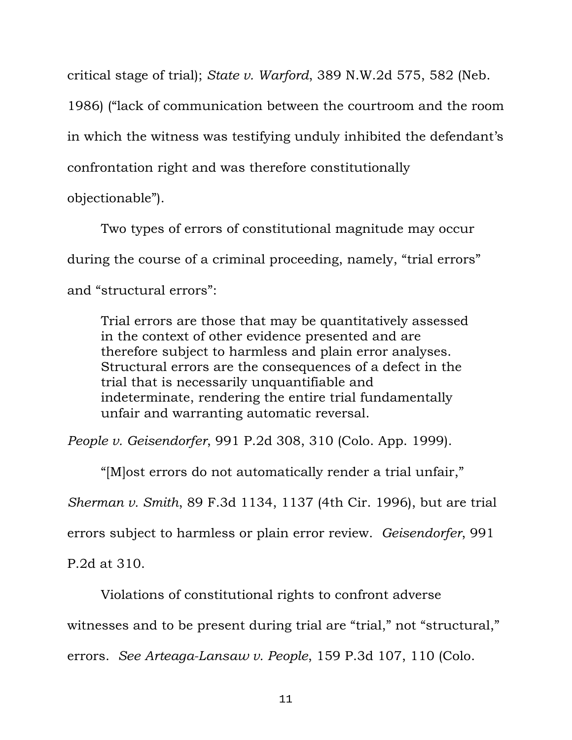critical stage of trial); *State v. Warford*, 389 N.W.2d 575, 582 (Neb. 1986) ("lack of communication between the courtroom and the room in which the witness was testifying unduly inhibited the defendant's confrontation right and was therefore constitutionally objectionable").

Two types of errors of constitutional magnitude may occur during the course of a criminal proceeding, namely, "trial errors" and "structural errors":

> Trial errors are those that may be quantitatively assessed in the context of other evidence presented and are therefore subject to harmless and plain error analyses. Structural errors are the consequences of a defect in the trial that is necessarily unquantifiable and indeterminate, rendering the entire trial fundamentally unfair and warranting automatic reversal.

*People v. Geisendorfer*, 991 P.2d 308, 310 (Colo. App. 1999).

"[M]ost errors do not automatically render a trial unfair," *Sherman v. Smith*, 89 F.3d 1134, 1137 (4th Cir. 1996), but are trial errors subject to harmless or plain error review. *Geisendorfer*, 991 P.2d at 310.

Violations of constitutional rights to confront adverse witnesses and to be present during trial are "trial," not "structural," errors. *See Arteaga-Lansaw v. People*, 159 P.3d 107, 110 (Colo.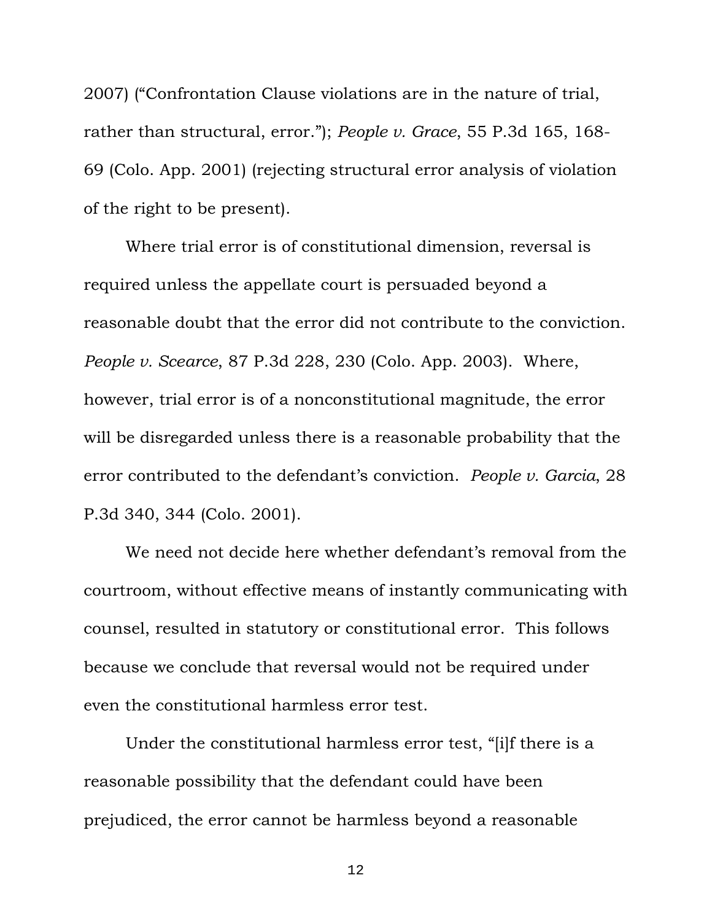2007) ("Confrontation Clause violations are in the nature of trial, rather than structural, error."); *People v. Grace*, 55 P.3d 165, 168-69 (Colo. App. 2001) (rejecting structural error analysis of violation of the right to be present).

Where trial error is of constitutional dimension, reversal is required unless the appellate court is persuaded beyond a reasonable doubt that the error did not contribute to the conviction. *People v. Scearce*, 87 P.3d 228, 230 (Colo. App. 2003). Where, however, trial error is of a nonconstitutional magnitude, the error will be disregarded unless there is a reasonable probability that the error contributed to the defendant's conviction. *People v. Garcia*, 28 P.3d 340, 344 (Colo. 2001).

We need not decide here whether defendant's removal from the courtroom, without effective means of instantly communicating with counsel, resulted in statutory or constitutional error. This follows because we conclude that reversal would not be required under even the constitutional harmless error test.

Under the constitutional harmless error test, "[i]f there is a reasonable possibility that the defendant could have been prejudiced, the error cannot be harmless beyond a reasonable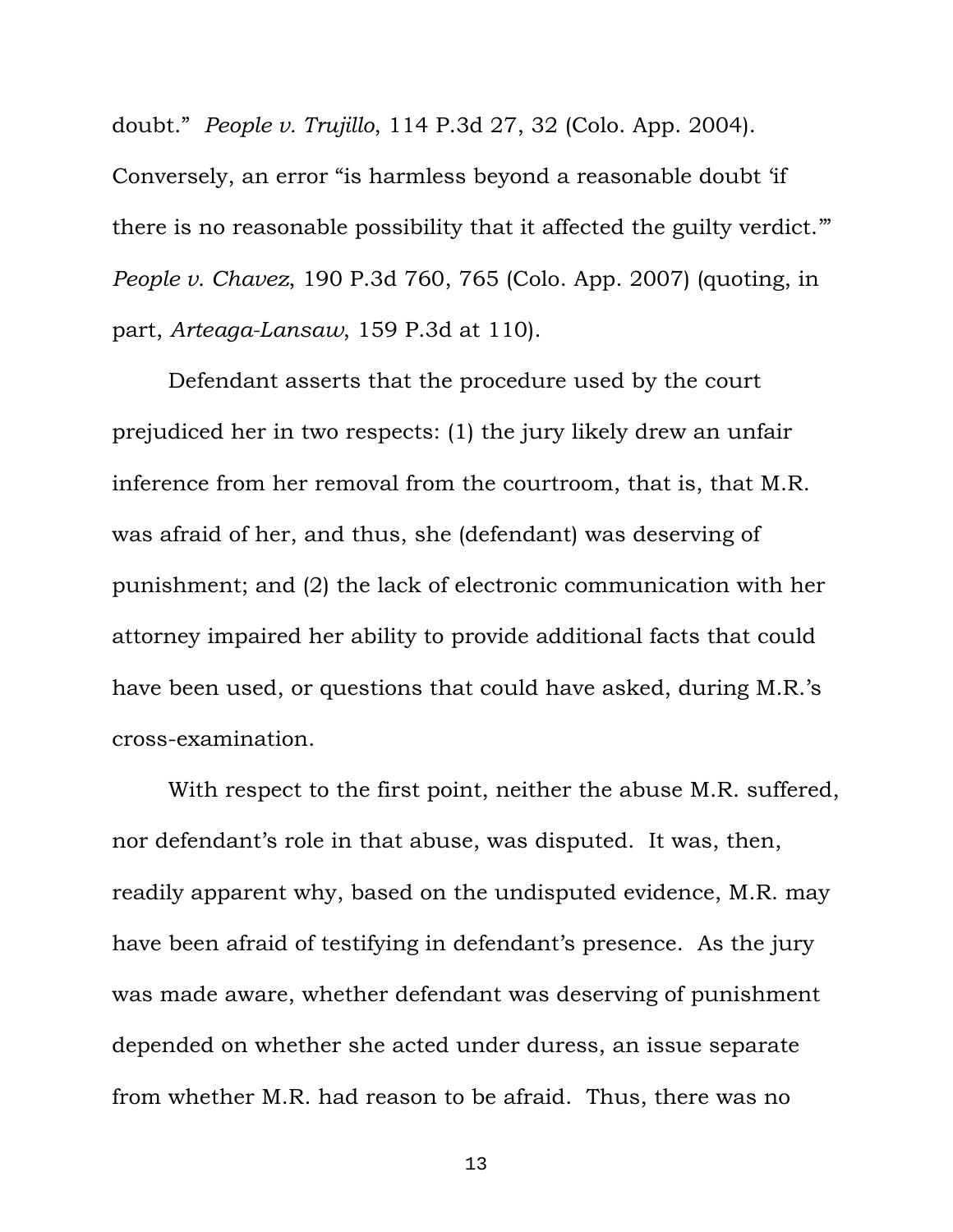doubt." *People v. Trujillo*, 114 P.3d 27, 32 (Colo. App. 2004). Conversely, an error "is harmless beyond a reasonable doubt 'if there is no reasonable possibility that it affected the guilty verdict.'" *People v. Chavez*, 190 P.3d 760, 765 (Colo. App. 2007) (quoting, in part, *Arteaga-Lansaw*, 159 P.3d at 110).

Defendant asserts that the procedure used by the court prejudiced her in two respects: (1) the jury likely drew an unfair inference from her removal from the courtroom, that is, that M.R. was afraid of her, and thus, she (defendant) was deserving of punishment; and (2) the lack of electronic communication with her attorney impaired her ability to provide additional facts that could have been used, or questions that could have asked, during M.R.'s cross-examination.

With respect to the first point, neither the abuse M.R. suffered, nor defendant's role in that abuse, was disputed. It was, then, readily apparent why, based on the undisputed evidence, M.R. may have been afraid of testifying in defendant's presence. As the jury was made aware, whether defendant was deserving of punishment depended on whether she acted under duress, an issue separate from whether M.R. had reason to be afraid. Thus, there was no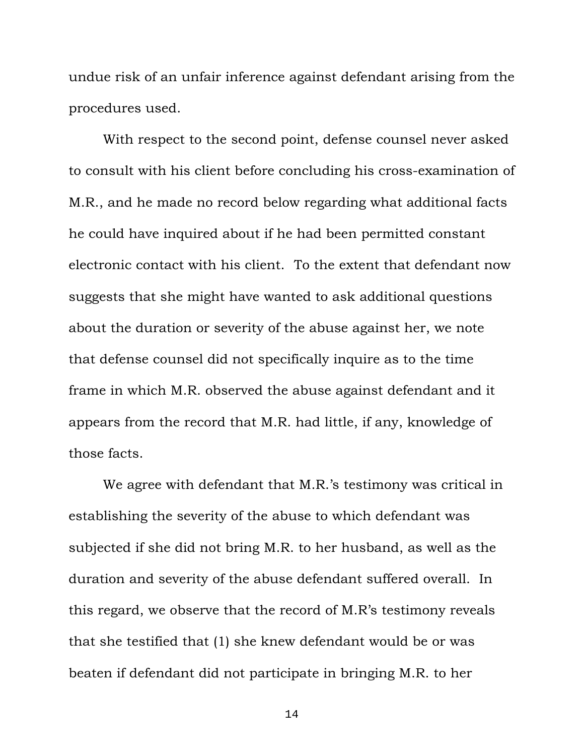undue risk of an unfair inference against defendant arising from the procedures used.

With respect to the second point, defense counsel never asked to consult with his client before concluding his cross-examination of M.R., and he made no record below regarding what additional facts he could have inquired about if he had been permitted constant electronic contact with his client. To the extent that defendant now suggests that she might have wanted to ask additional questions about the duration or severity of the abuse against her, we note that defense counsel did not specifically inquire as to the time frame in which M.R. observed the abuse against defendant and it appears from the record that M.R. had little, if any, knowledge of those facts.

We agree with defendant that M.R.'s testimony was critical in establishing the severity of the abuse to which defendant was subjected if she did not bring M.R. to her husband, as well as the duration and severity of the abuse defendant suffered overall. In this regard, we observe that the record of M.R's testimony reveals that she testified that (1) she knew defendant would be or was beaten if defendant did not participate in bringing M.R. to her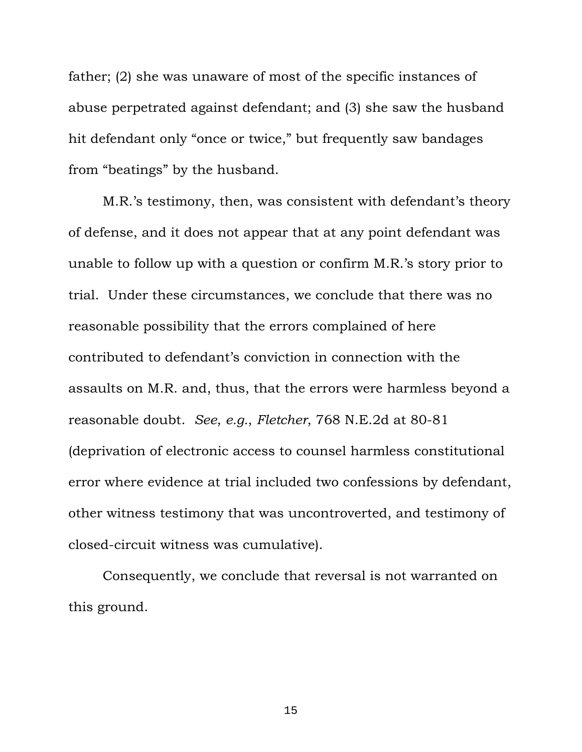father; (2) she was unaware of most of the specific instances of abuse perpetrated against defendant; and (3) she saw the husband hit defendant only "once or twice," but frequently saw bandages from "beatings" by the husband.

M.R.'s testimony, then, was consistent with defendant's theory of defense, and it does not appear that at any point defendant was unable to follow up with a question or confirm M.R.'s story prior to trial. Under these circumstances, we conclude that there was no reasonable possibility that the errors complained of here contributed to defendant's conviction in connection with the assaults on M.R. and, thus, that the errors were harmless beyond a reasonable doubt. *See*, *e.g.*, *Fletcher*, 768 N.E.2d at 80-81 (deprivation of electronic access to counsel harmless constitutional error where evidence at trial included two confessions by defendant, other witness testimony that was uncontroverted, and testimony of closed-circuit witness was cumulative).

Consequently, we conclude that reversal is not warranted on this ground.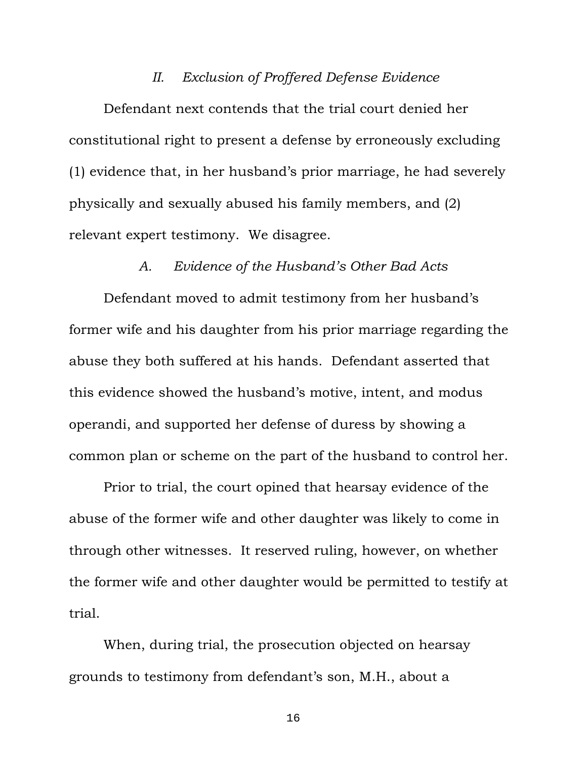## *II. Exclusion of Proffered Defense Evidence*

Defendant next contends that the trial court denied her constitutional right to present a defense by erroneously excluding (1) evidence that, in her husband's prior marriage, he had severely physically and sexually abused his family members, and (2) relevant expert testimony. We disagree.

### *A. Evidence of the Husband's Other Bad Acts*

Defendant moved to admit testimony from her husband's former wife and his daughter from his prior marriage regarding the abuse they both suffered at his hands. Defendant asserted that this evidence showed the husband's motive, intent, and modus operandi, and supported her defense of duress by showing a common plan or scheme on the part of the husband to control her.

Prior to trial, the court opined that hearsay evidence of the abuse of the former wife and other daughter was likely to come in through other witnesses. It reserved ruling, however, on whether the former wife and other daughter would be permitted to testify at trial.

When, during trial, the prosecution objected on hearsay grounds to testimony from defendant's son, M.H., about a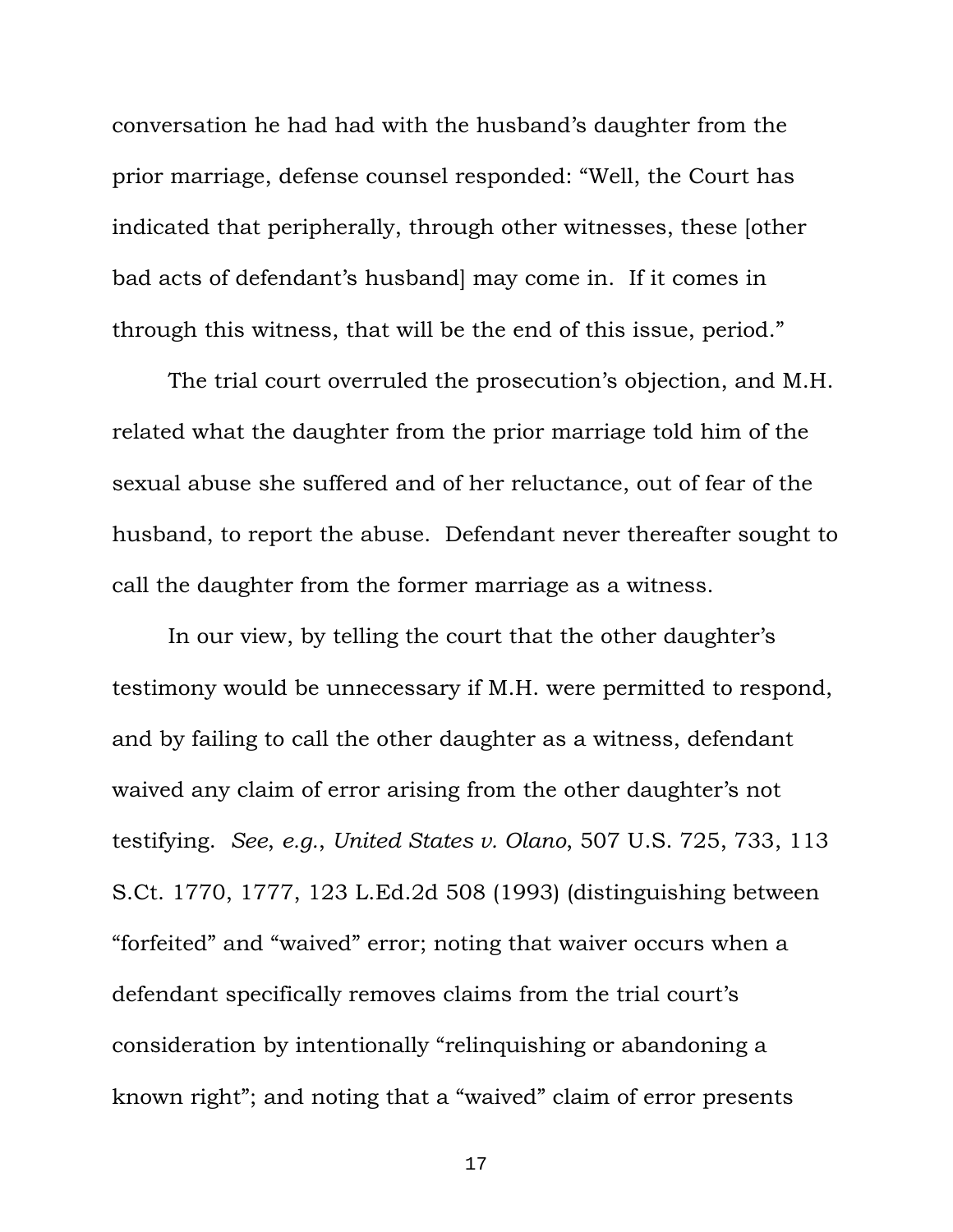conversation he had had with the husband's daughter from the prior marriage, defense counsel responded: "Well, the Court has indicated that peripherally, through other witnesses, these [other bad acts of defendant's husband] may come in. If it comes in through this witness, that will be the end of this issue, period."

The trial court overruled the prosecution's objection, and M.H. related what the daughter from the prior marriage told him of the sexual abuse she suffered and of her reluctance, out of fear of the husband, to report the abuse. Defendant never thereafter sought to call the daughter from the former marriage as a witness.

In our view, by telling the court that the other daughter's testimony would be unnecessary if M.H. were permitted to respond, and by failing to call the other daughter as a witness, defendant waived any claim of error arising from the other daughter's not testifying. *See*, *e.g.*, *United States v. Olano*, 507 U.S. 725, 733, 113 S.Ct. 1770, 1777, 123 L.Ed.2d 508 (1993) (distinguishing between "forfeited" and "waived" error; noting that waiver occurs when a defendant specifically removes claims from the trial court's consideration by intentionally "relinquishing or abandoning a known right"; and noting that a "waived" claim of error presents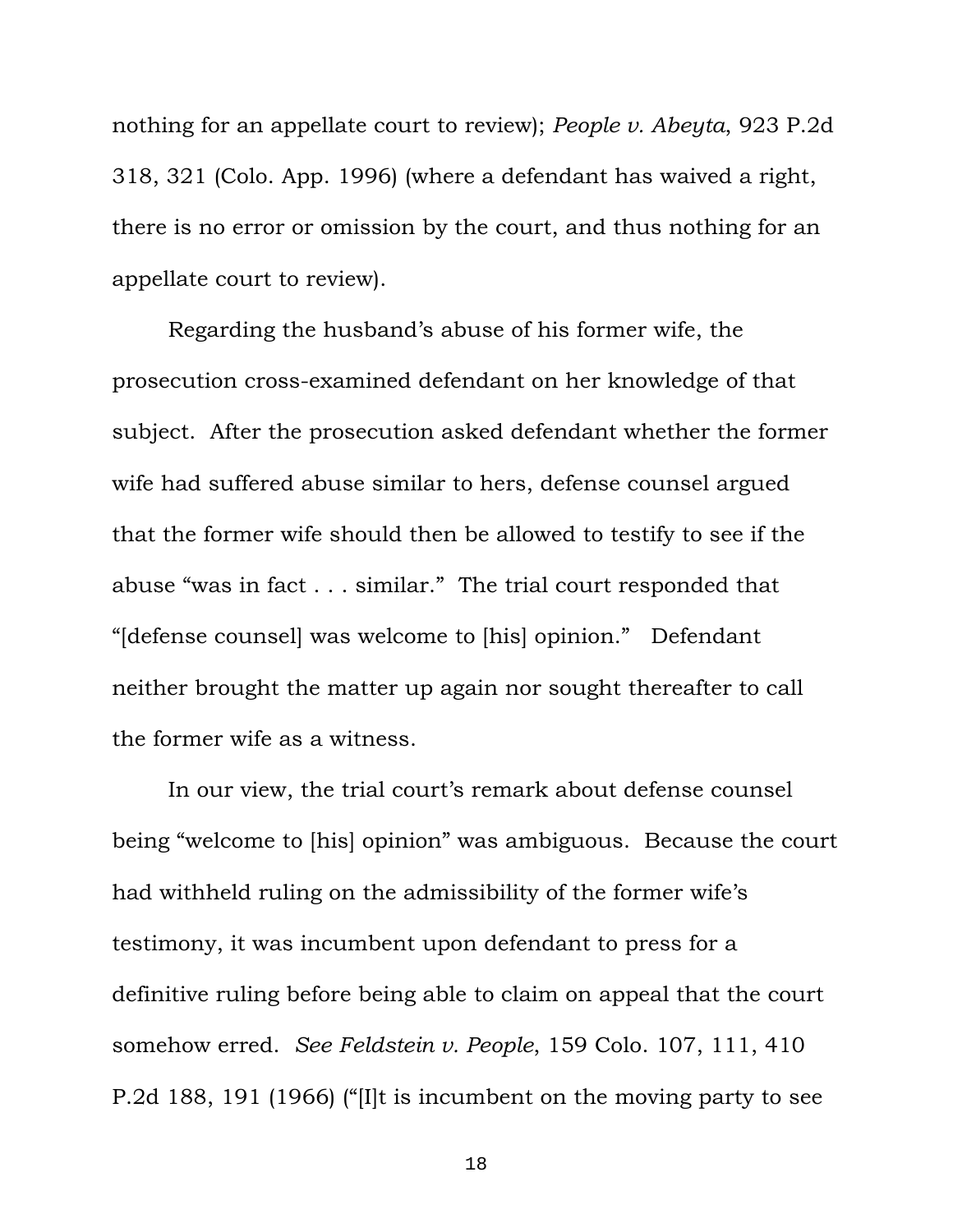nothing for an appellate court to review); *People v. Abeyta*, 923 P.2d 318, 321 (Colo. App. 1996) (where a defendant has waived a right, there is no error or omission by the court, and thus nothing for an appellate court to review).

Regarding the husband's abuse of his former wife, the prosecution cross-examined defendant on her knowledge of that subject. After the prosecution asked defendant whether the former wife had suffered abuse similar to hers, defense counsel argued that the former wife should then be allowed to testify to see if the abuse "was in fact . . . similar." The trial court responded that "[defense counsel] was welcome to [his] opinion." Defendant neither brought the matter up again nor sought thereafter to call the former wife as a witness.

In our view, the trial court's remark about defense counsel being "welcome to [his] opinion" was ambiguous. Because the court had withheld ruling on the admissibility of the former wife's testimony, it was incumbent upon defendant to press for a definitive ruling before being able to claim on appeal that the court somehow erred. *See Feldstein v. People*, 159 Colo. 107, 111, 410 P.2d 188, 191 (1966) ("[I]t is incumbent on the moving party to see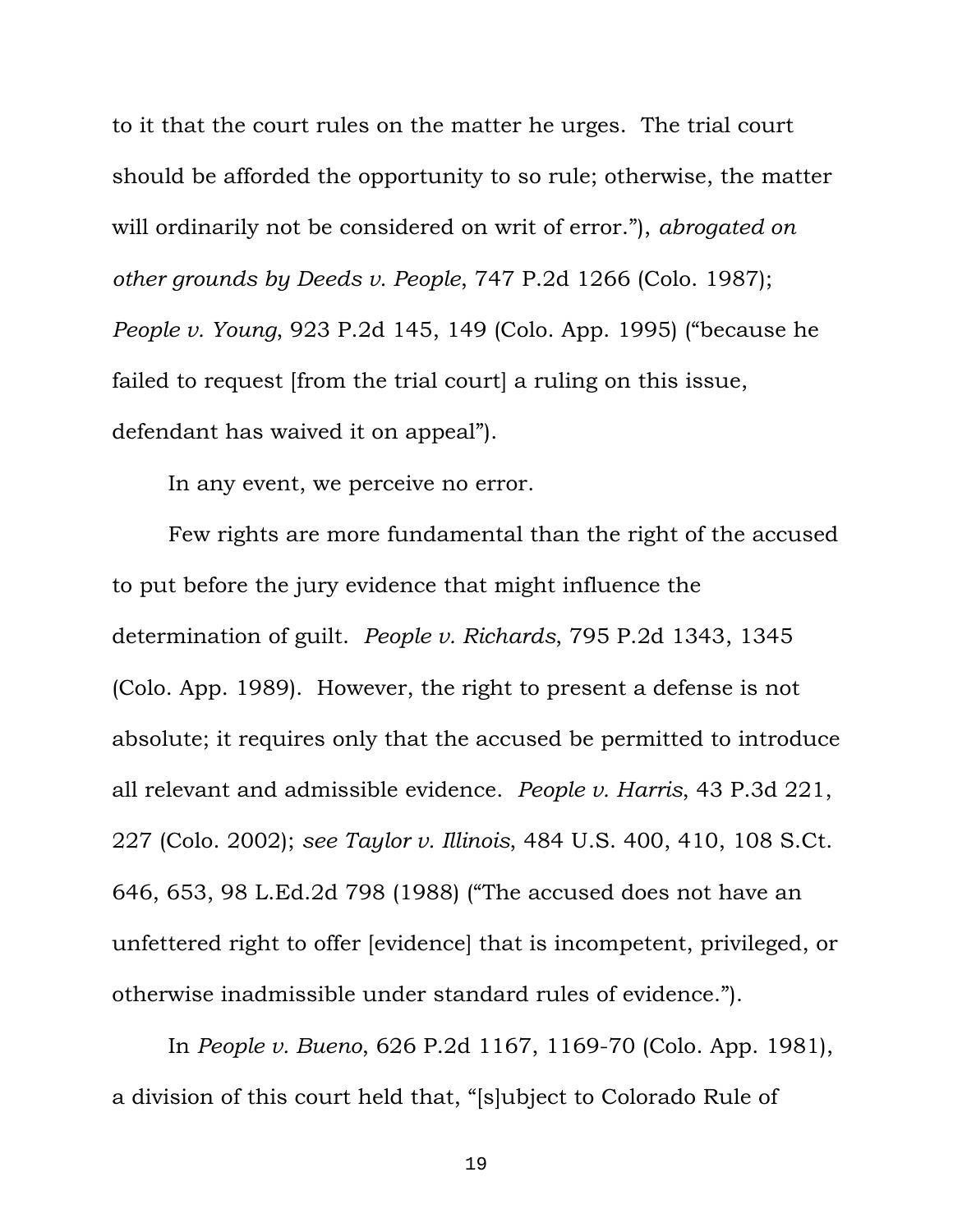to it that the court rules on the matter he urges. The trial court should be afforded the opportunity to so rule; otherwise, the matter will ordinarily not be considered on writ of error."), *abrogated on other grounds by Deeds v. People*, 747 P.2d 1266 (Colo. 1987); *People v. Young*, 923 P.2d 145, 149 (Colo. App. 1995) ("because he failed to request [from the trial court] a ruling on this issue, defendant has waived it on appeal").

In any event, we perceive no error.

Few rights are more fundamental than the right of the accused to put before the jury evidence that might influence the determination of guilt. *People v. Richards*, 795 P.2d 1343, 1345 (Colo. App. 1989). However, the right to present a defense is not absolute; it requires only that the accused be permitted to introduce all relevant and admissible evidence. *People v. Harris*, 43 P.3d 221, 227 (Colo. 2002); *see Taylor v. Illinois*, 484 U.S. 400, 410, 108 S.Ct. 646, 653, 98 L.Ed.2d 798 (1988) ("The accused does not have an unfettered right to offer [evidence] that is incompetent, privileged, or otherwise inadmissible under standard rules of evidence.").

In *People v. Bueno*, 626 P.2d 1167, 1169-70 (Colo. App. 1981), a division of this court held that, "[s]ubject to Colorado Rule of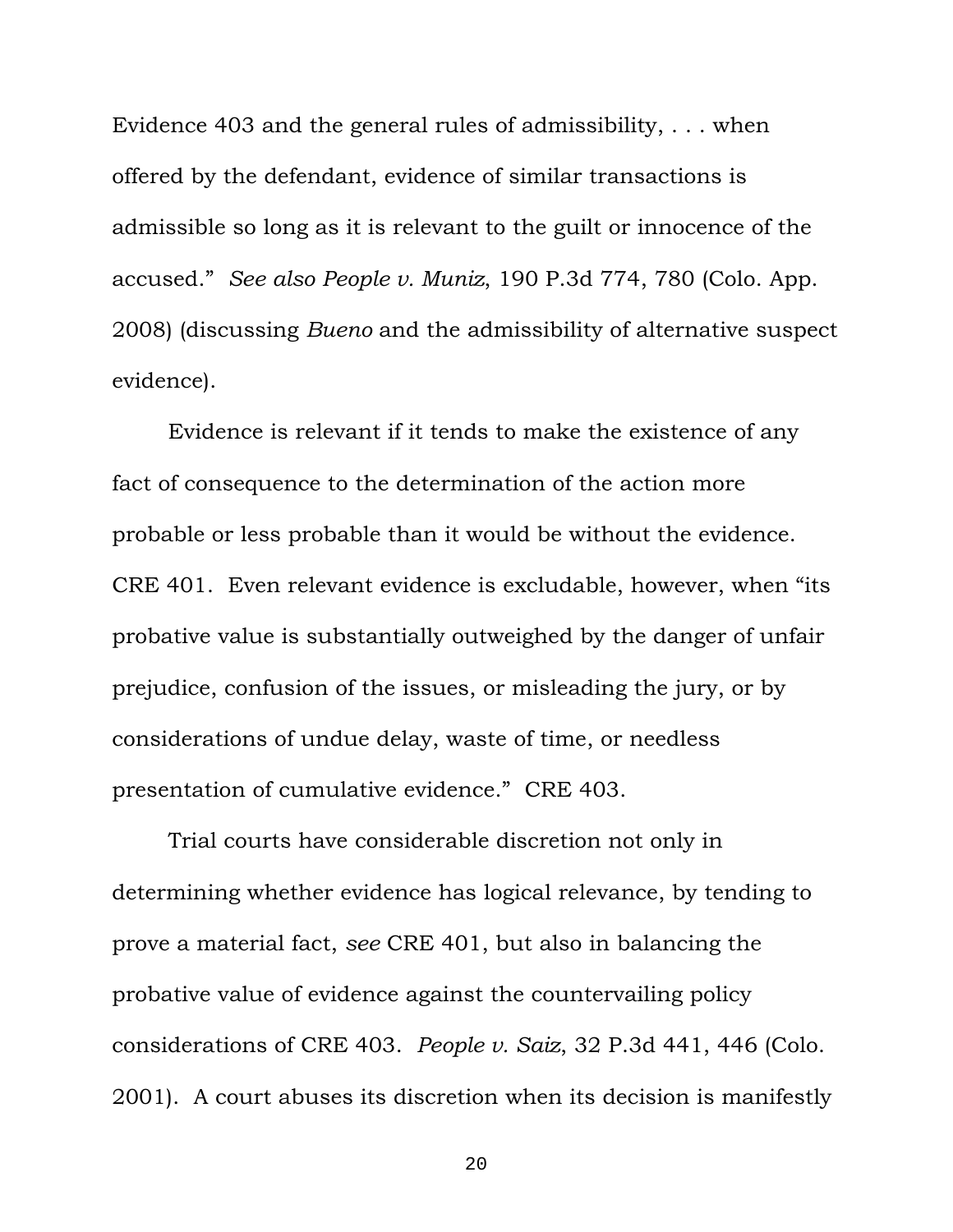Evidence 403 and the general rules of admissibility, . . . when offered by the defendant, evidence of similar transactions is admissible so long as it is relevant to the guilt or innocence of the accused." *See also People v. Muniz*, 190 P.3d 774, 780 (Colo. App. 2008) (discussing *Bueno* and the admissibility of alternative suspect evidence).

Evidence is relevant if it tends to make the existence of any fact of consequence to the determination of the action more probable or less probable than it would be without the evidence. CRE 401. Even relevant evidence is excludable, however, when "its probative value is substantially outweighed by the danger of unfair prejudice, confusion of the issues, or misleading the jury, or by considerations of undue delay, waste of time, or needless presentation of cumulative evidence." CRE 403.

Trial courts have considerable discretion not only in determining whether evidence has logical relevance, by tending to prove a material fact, *see* CRE 401, but also in balancing the probative value of evidence against the countervailing policy considerations of CRE 403. *People v. Saiz*, 32 P.3d 441, 446 (Colo. 2001). A court abuses its discretion when its decision is manifestly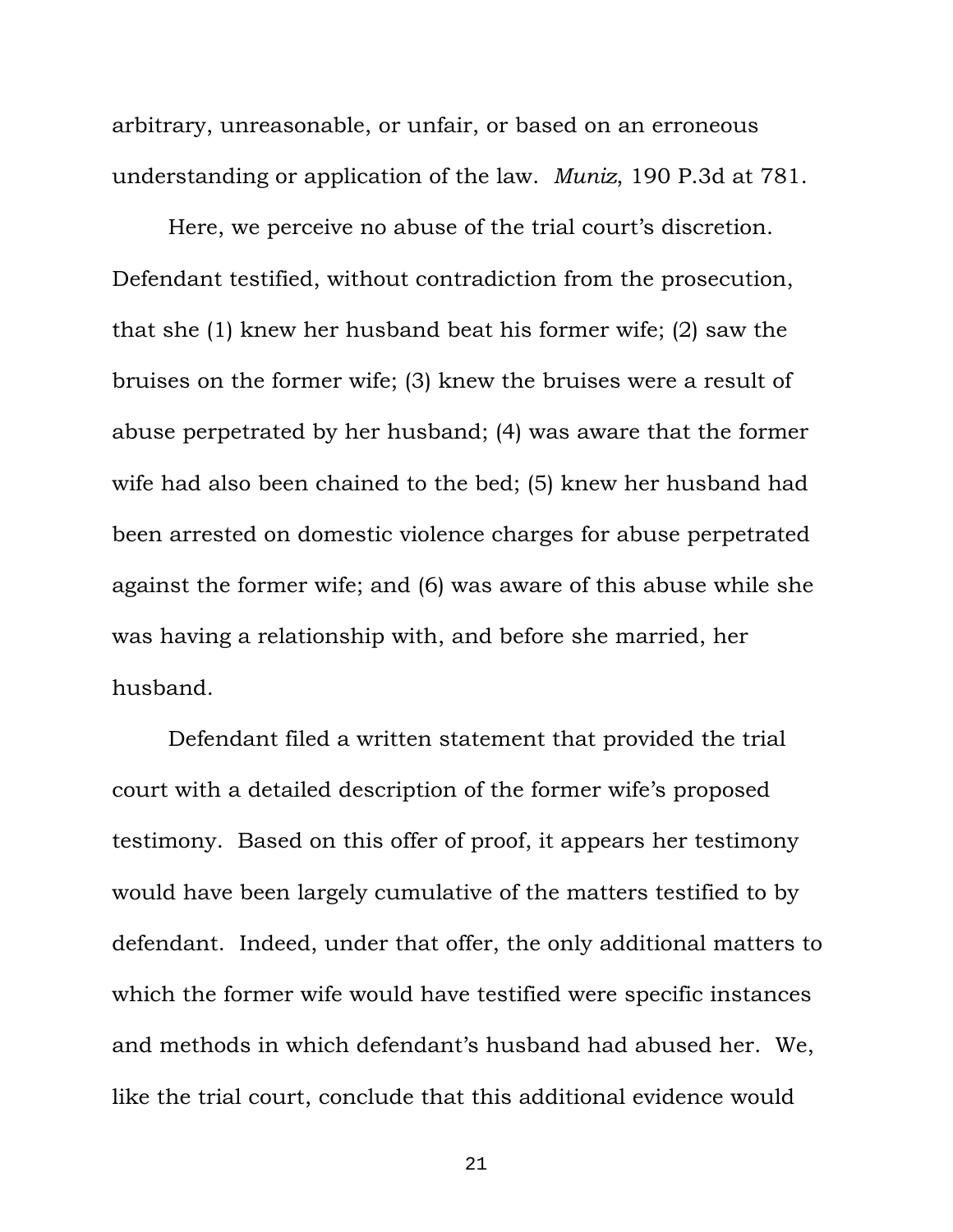arbitrary, unreasonable, or unfair, or based on an erroneous understanding or application of the law. *Muniz*, 190 P.3d at 781.

Here, we perceive no abuse of the trial court's discretion. Defendant testified, without contradiction from the prosecution, that she (1) knew her husband beat his former wife; (2) saw the bruises on the former wife; (3) knew the bruises were a result of abuse perpetrated by her husband; (4) was aware that the former wife had also been chained to the bed; (5) knew her husband had been arrested on domestic violence charges for abuse perpetrated against the former wife; and (6) was aware of this abuse while she was having a relationship with, and before she married, her husband.

Defendant filed a written statement that provided the trial court with a detailed description of the former wife's proposed testimony. Based on this offer of proof, it appears her testimony would have been largely cumulative of the matters testified to by defendant. Indeed, under that offer, the only additional matters to which the former wife would have testified were specific instances and methods in which defendant's husband had abused her. We, like the trial court, conclude that this additional evidence would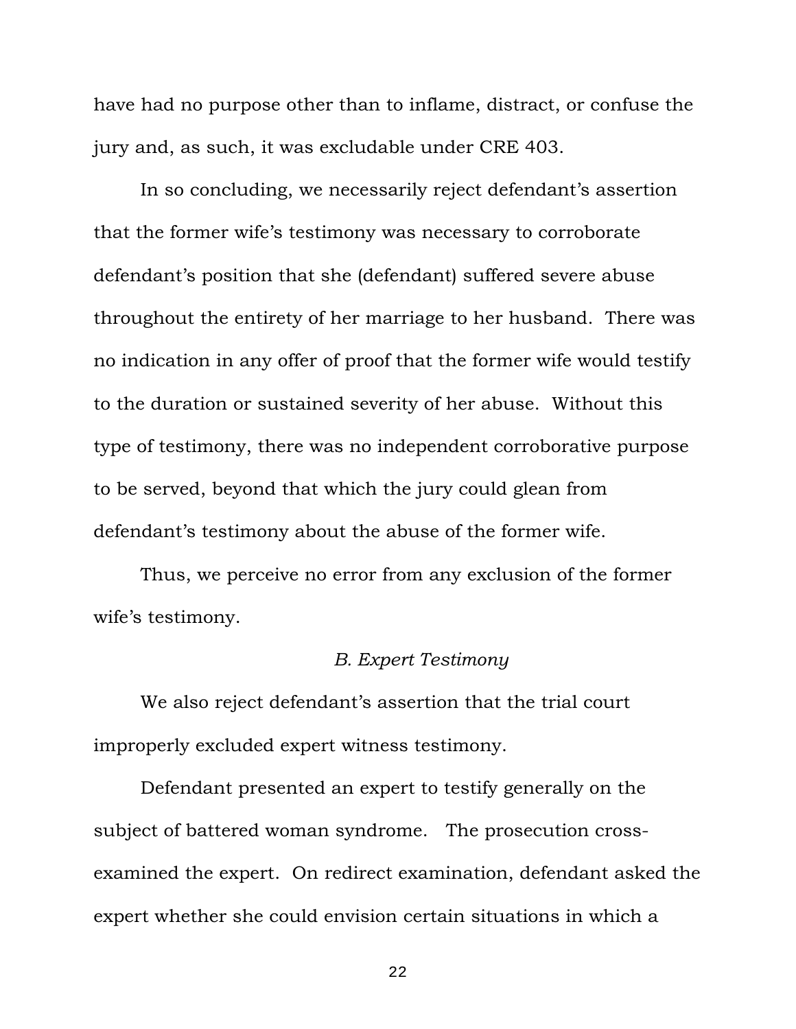have had no purpose other than to inflame, distract, or confuse the jury and, as such, it was excludable under CRE 403.

In so concluding, we necessarily reject defendant's assertion that the former wife's testimony was necessary to corroborate defendant's position that she (defendant) suffered severe abuse throughout the entirety of her marriage to her husband. There was no indication in any offer of proof that the former wife would testify to the duration or sustained severity of her abuse. Without this type of testimony, there was no independent corroborative purpose to be served, beyond that which the jury could glean from defendant's testimony about the abuse of the former wife.

Thus, we perceive no error from any exclusion of the former wife's testimony.

### *B. Expert Testimony*

We also reject defendant's assertion that the trial court improperly excluded expert witness testimony.

Defendant presented an expert to testify generally on the subject of battered woman syndrome. The prosecution cross-examined the expert. On redirect examination, defendant asked the expert whether she could envision certain situations in which a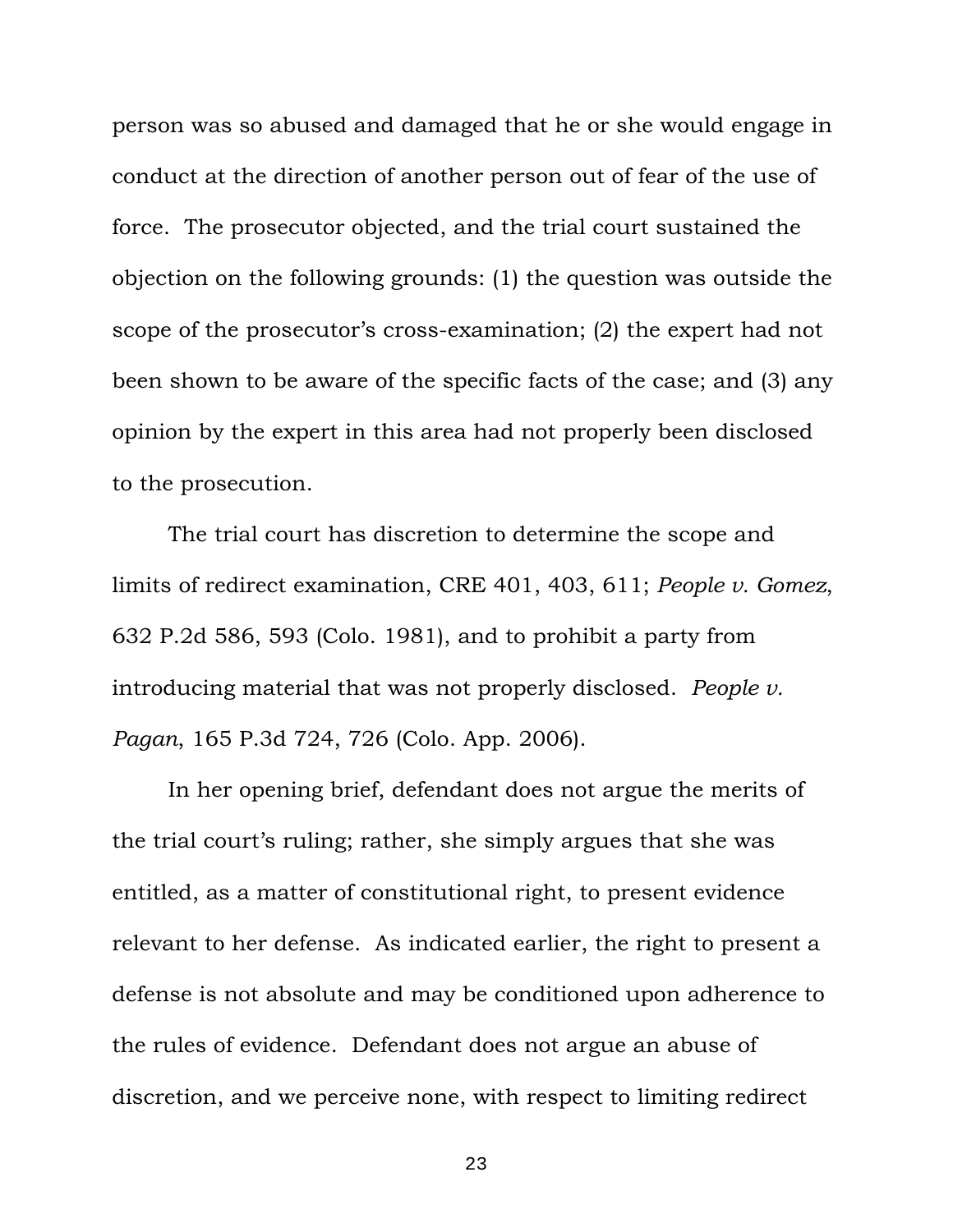person was so abused and damaged that he or she would engage in conduct at the direction of another person out of fear of the use of force. The prosecutor objected, and the trial court sustained the objection on the following grounds: (1) the question was outside the scope of the prosecutor's cross-examination; (2) the expert had not been shown to be aware of the specific facts of the case; and (3) any opinion by the expert in this area had not properly been disclosed to the prosecution.

The trial court has discretion to determine the scope and limits of redirect examination, CRE 401, 403, 611; *People v. Gomez*, 632 P.2d 586, 593 (Colo. 1981), and to prohibit a party from introducing material that was not properly disclosed. *People v. Pagan*, 165 P.3d 724, 726 (Colo. App. 2006).

In her opening brief, defendant does not argue the merits of the trial court's ruling; rather, she simply argues that she was entitled, as a matter of constitutional right, to present evidence relevant to her defense. As indicated earlier, the right to present a defense is not absolute and may be conditioned upon adherence to the rules of evidence. Defendant does not argue an abuse of discretion, and we perceive none, with respect to limiting redirect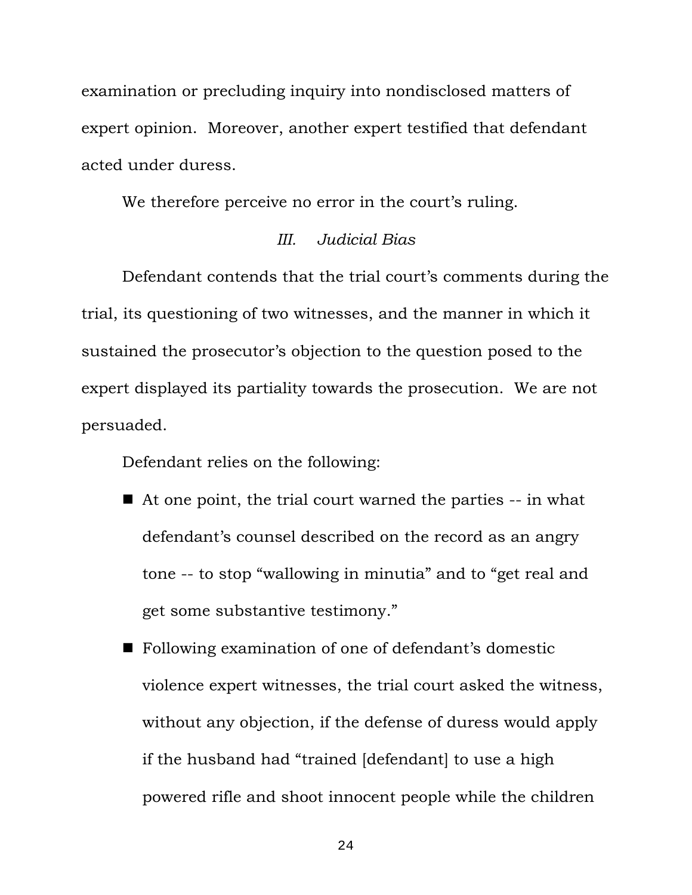examination or precluding inquiry into nondisclosed matters of expert opinion. Moreover, another expert testified that defendant acted under duress.

We therefore perceive no error in the court's ruling.

### *III. Judicial Bias*

Defendant contends that the trial court's comments during the trial, its questioning of two witnesses, and the manner in which it sustained the prosecutor's objection to the question posed to the expert displayed its partiality towards the prosecution. We are not persuaded.

Defendant relies on the following:

- At one point, the trial court warned the parties -- in what defendant's counsel described on the record as an angry tone -- to stop "wallowing in minutia" and to "get real and get some substantive testimony."
- Following examination of one of defendant's domestic violence expert witnesses, the trial court asked the witness, without any objection, if the defense of duress would apply if the husband had "trained [defendant] to use a high powered rifle and shoot innocent people while the children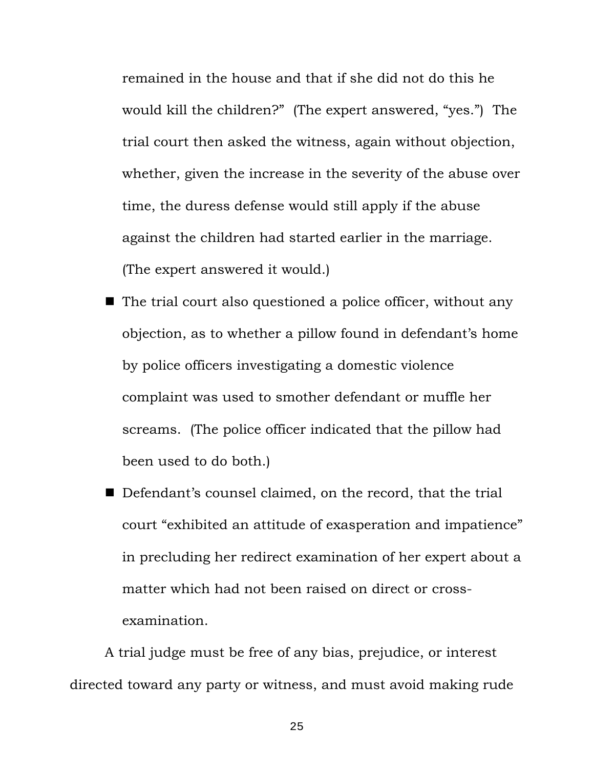remained in the house and that if she did not do this he would kill the children?" (The expert answered, "yes.") The trial court then asked the witness, again without objection, whether, given the increase in the severity of the abuse over time, the duress defense would still apply if the abuse against the children had started earlier in the marriage. (The expert answered it would.)

- The trial court also questioned a police officer, without any objection, as to whether a pillow found in defendant's home by police officers investigating a domestic violence complaint was used to smother defendant or muffle her screams. (The police officer indicated that the pillow had been used to do both.)
- Defendant's counsel claimed, on the record, that the trial court "exhibited an attitude of exasperation and impatience" in precluding her redirect examination of her expert about a matter which had not been raised on direct or cross-examination.

A trial judge must be free of any bias, prejudice, or interest directed toward any party or witness, and must avoid making rude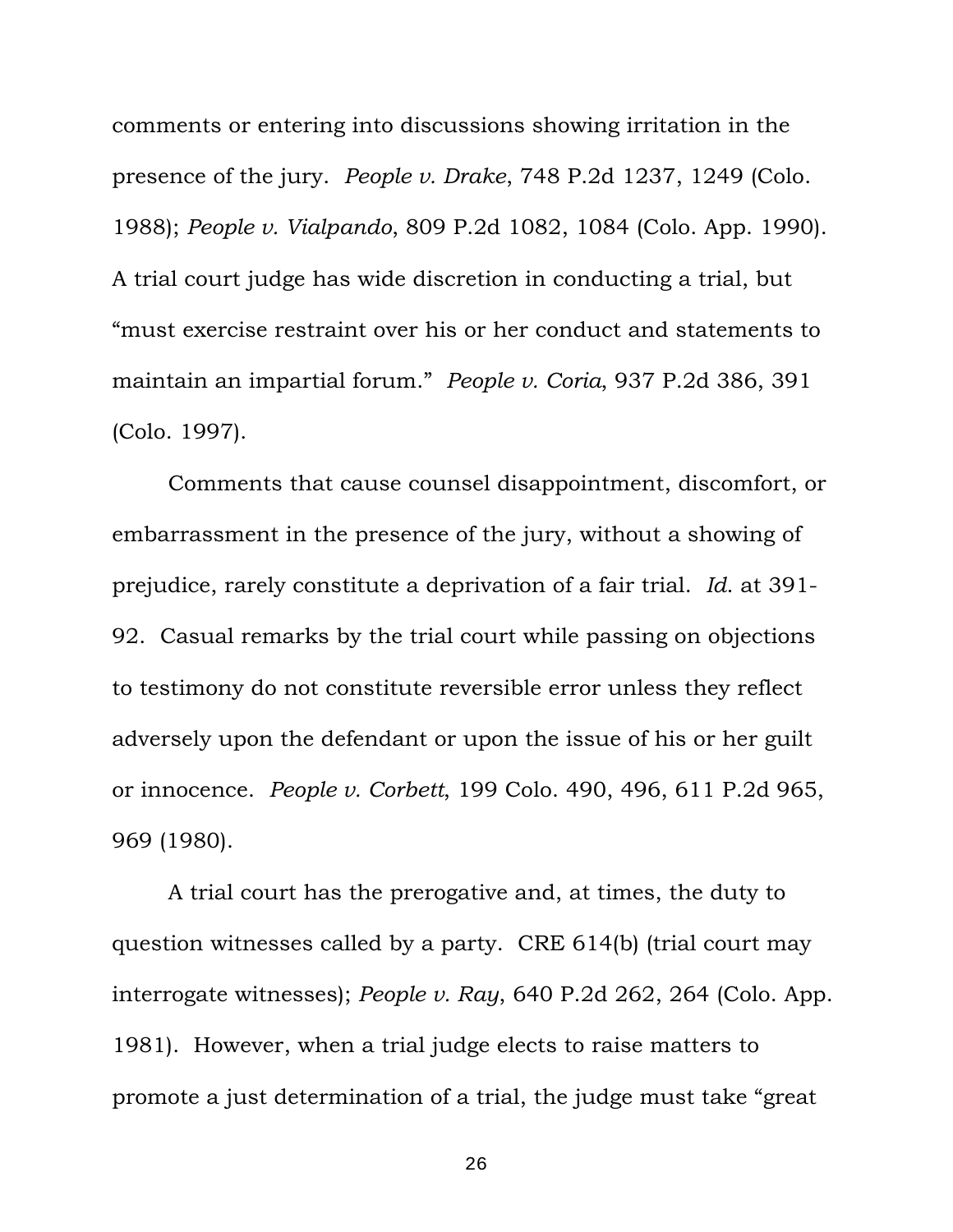comments or entering into discussions showing irritation in the presence of the jury. *People v. Drake*, 748 P.2d 1237, 1249 (Colo. 1988); *People v. Vialpando*, 809 P.2d 1082, 1084 (Colo. App. 1990). A trial court judge has wide discretion in conducting a trial, but "must exercise restraint over his or her conduct and statements to maintain an impartial forum." *People v. Coria*, 937 P.2d 386, 391 (Colo. 1997).

Comments that cause counsel disappointment, discomfort, or embarrassment in the presence of the jury, without a showing of prejudice, rarely constitute a deprivation of a fair trial. *Id*. at 391-92. Casual remarks by the trial court while passing on objections to testimony do not constitute reversible error unless they reflect adversely upon the defendant or upon the issue of his or her guilt or innocence. *People v. Corbett*, 199 Colo. 490, 496, 611 P.2d 965, 969 (1980).

A trial court has the prerogative and, at times, the duty to question witnesses called by a party. CRE 614(b) (trial court may interrogate witnesses); *People v. Ray*, 640 P.2d 262, 264 (Colo. App. 1981). However, when a trial judge elects to raise matters to promote a just determination of a trial, the judge must take "great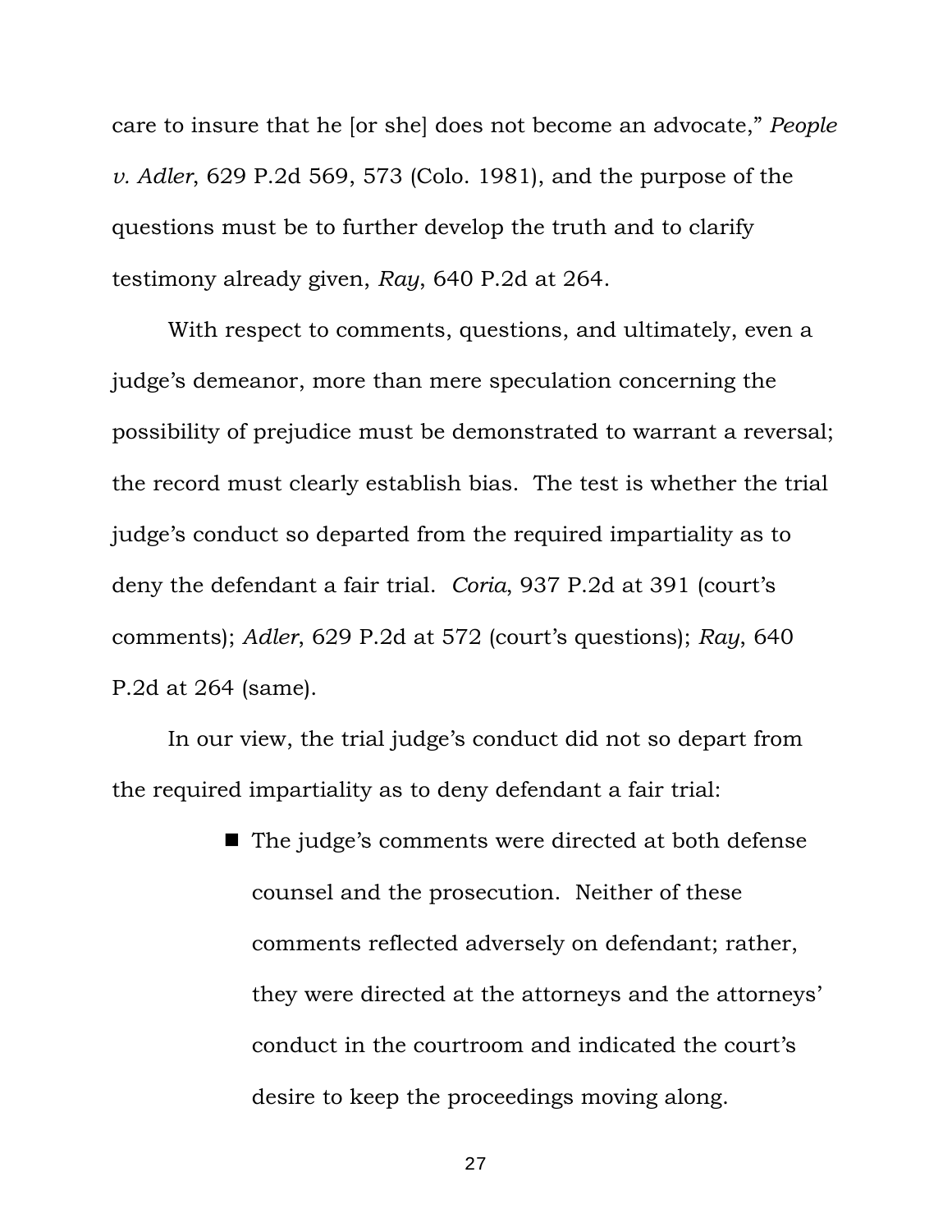care to insure that he [or she] does not become an advocate," *People v. Adler*, 629 P.2d 569, 573 (Colo. 1981), and the purpose of the questions must be to further develop the truth and to clarify testimony already given, *Ray*, 640 P.2d at 264.

With respect to comments, questions, and ultimately, even a judge's demeanor, more than mere speculation concerning the possibility of prejudice must be demonstrated to warrant a reversal; the record must clearly establish bias. The test is whether the trial judge's conduct so departed from the required impartiality as to deny the defendant a fair trial. *Coria*, 937 P.2d at 391 (court's comments); *Adler*, 629 P.2d at 572 (court's questions); *Ray*, 640 P.2d at 264 (same).

In our view, the trial judge's conduct did not so depart from the required impartiality as to deny defendant a fair trial:

- The judge's comments were directed at both defense counsel and the prosecution. Neither of these comments reflected adversely on defendant; rather, they were directed at the attorneys and the attorneys' conduct in the courtroom and indicated the court's desire to keep the proceedings moving along.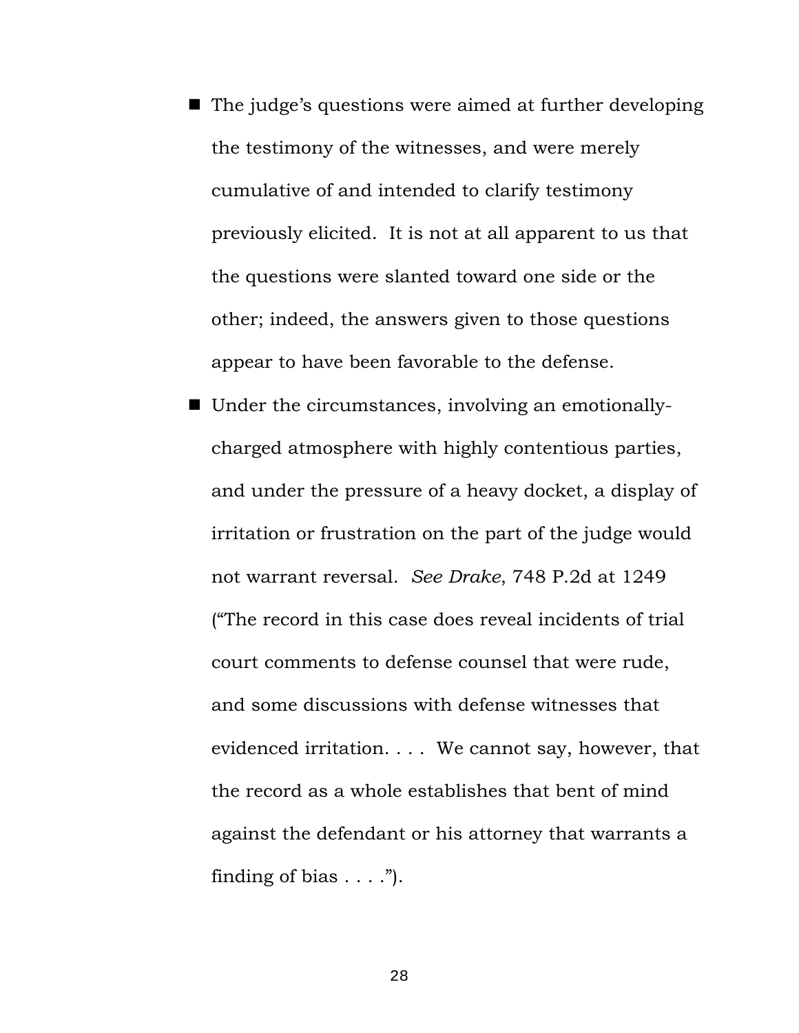- The judge's questions were aimed at further developing the testimony of the witnesses, and were merely cumulative of and intended to clarify testimony previously elicited. It is not at all apparent to us that the questions were slanted toward one side or the other; indeed, the answers given to those questions appear to have been favorable to the defense.

- Under the circumstances, involving an emotionally-charged atmosphere with highly contentious parties, and under the pressure of a heavy docket, a display of irritation or frustration on the part of the judge would not warrant reversal. *See Drake*, 748 P.2d at 1249 ("The record in this case does reveal incidents of trial court comments to defense counsel that were rude, and some discussions with defense witnesses that evidenced irritation. . . . We cannot say, however, that the record as a whole establishes that bent of mind against the defendant or his attorney that warrants a finding of bias . . . .").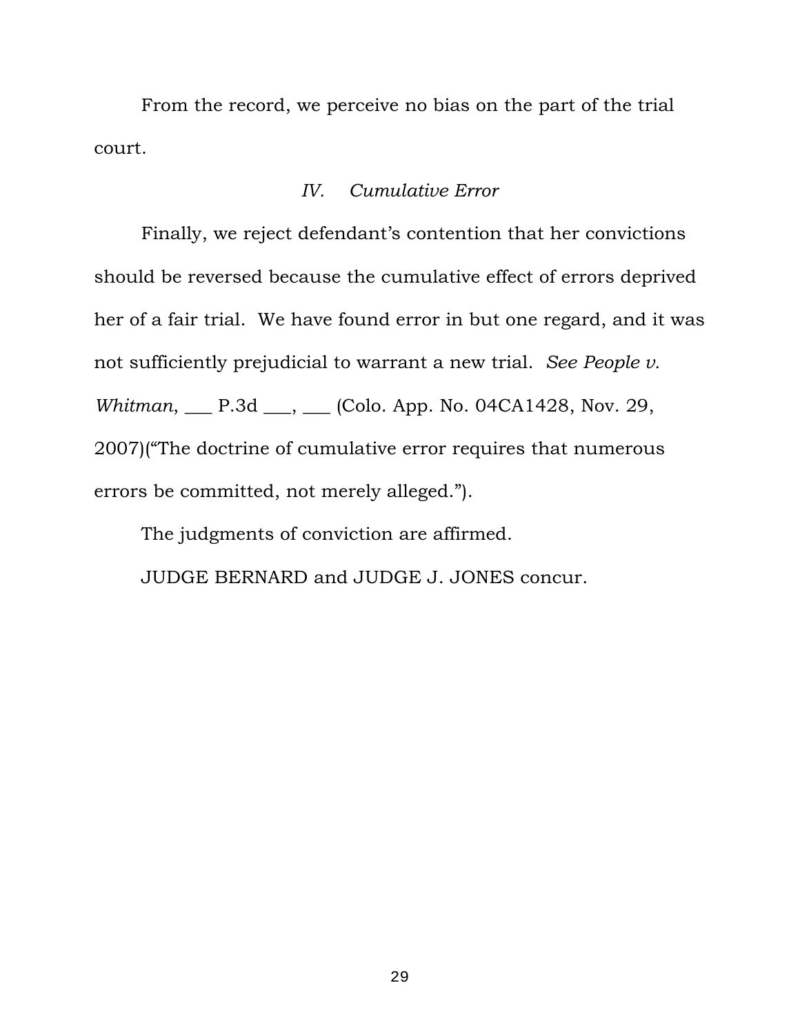From the record, we perceive no bias on the part of the trial court.

## *IV. Cumulative Error*

Finally, we reject defendant's contention that her convictions should be reversed because the cumulative effect of errors deprived her of a fair trial. We have found error in but one regard, and it was not sufficiently prejudicial to warrant a new trial. *See People v. Whitman*, ___ P.3d ___, ___ (Colo. App. No. 04CA1428, Nov. 29, 2007)("The doctrine of cumulative error requires that numerous errors be committed, not merely alleged.").

The judgments of conviction are affirmed.

JUDGE BERNARD and JUDGE J. JONES concur.